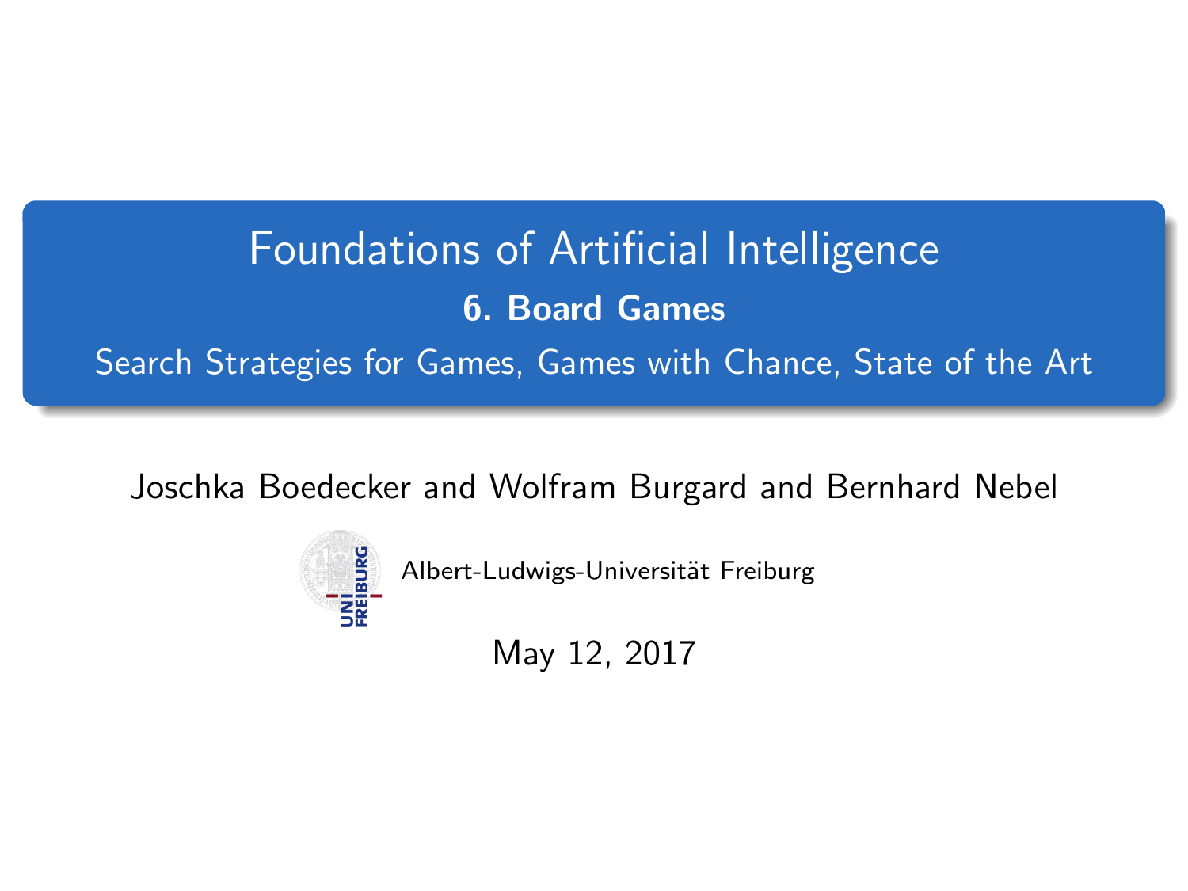# Foundations of Artificial Intelligence

## 6. Board Games

Search Strategies for Games, Games with Chance, State of the Art

Joschka Boedecker and Wolfram Burgard and Bernhard Nebel

Albert-Ludwigs-Universität Freiburg

May 12, 2017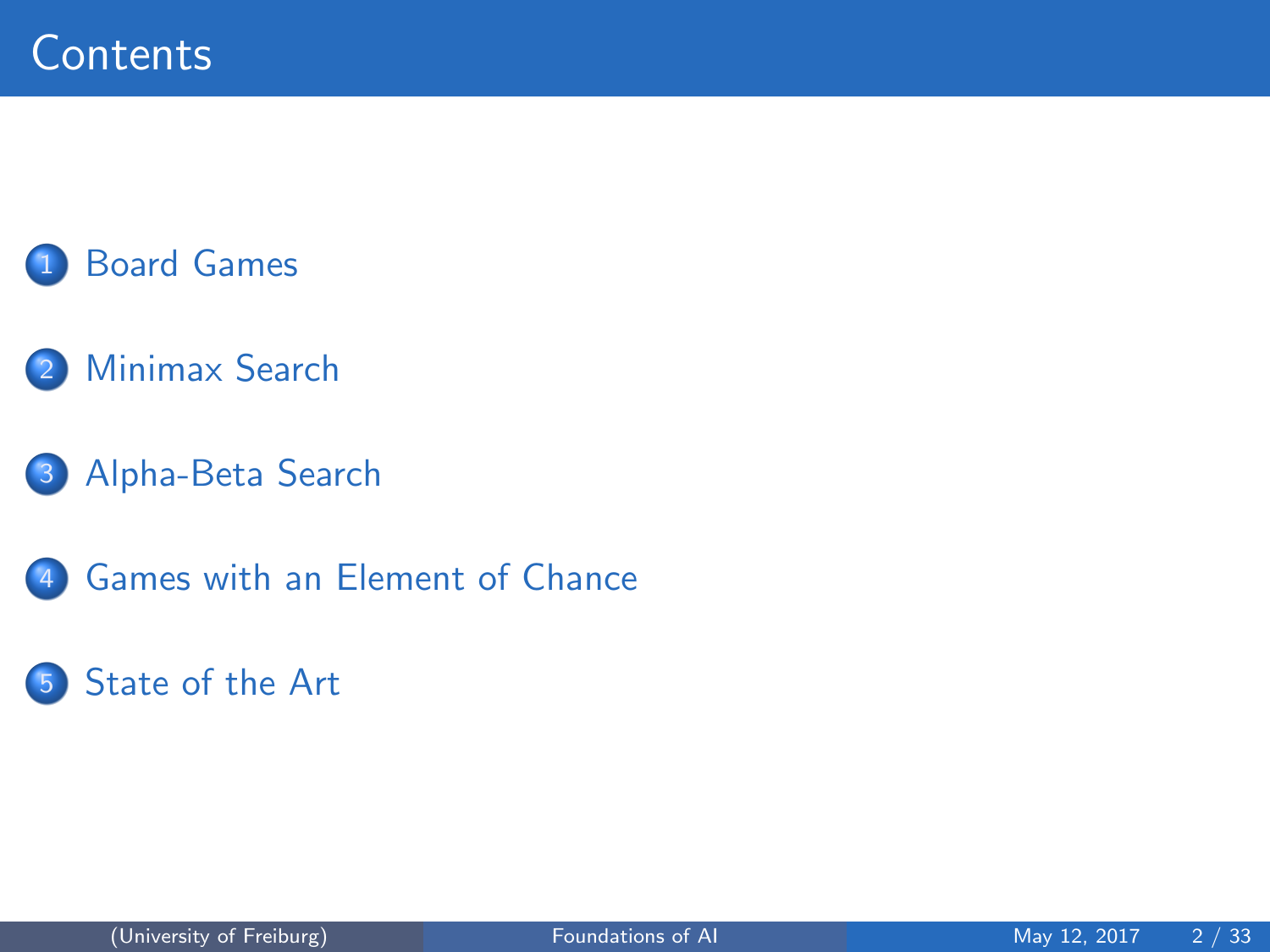# Contents

1. Board Games
2. Minimax Search
3. Alpha-Beta Search
4. Games with an Element of Chance
5. State of the Art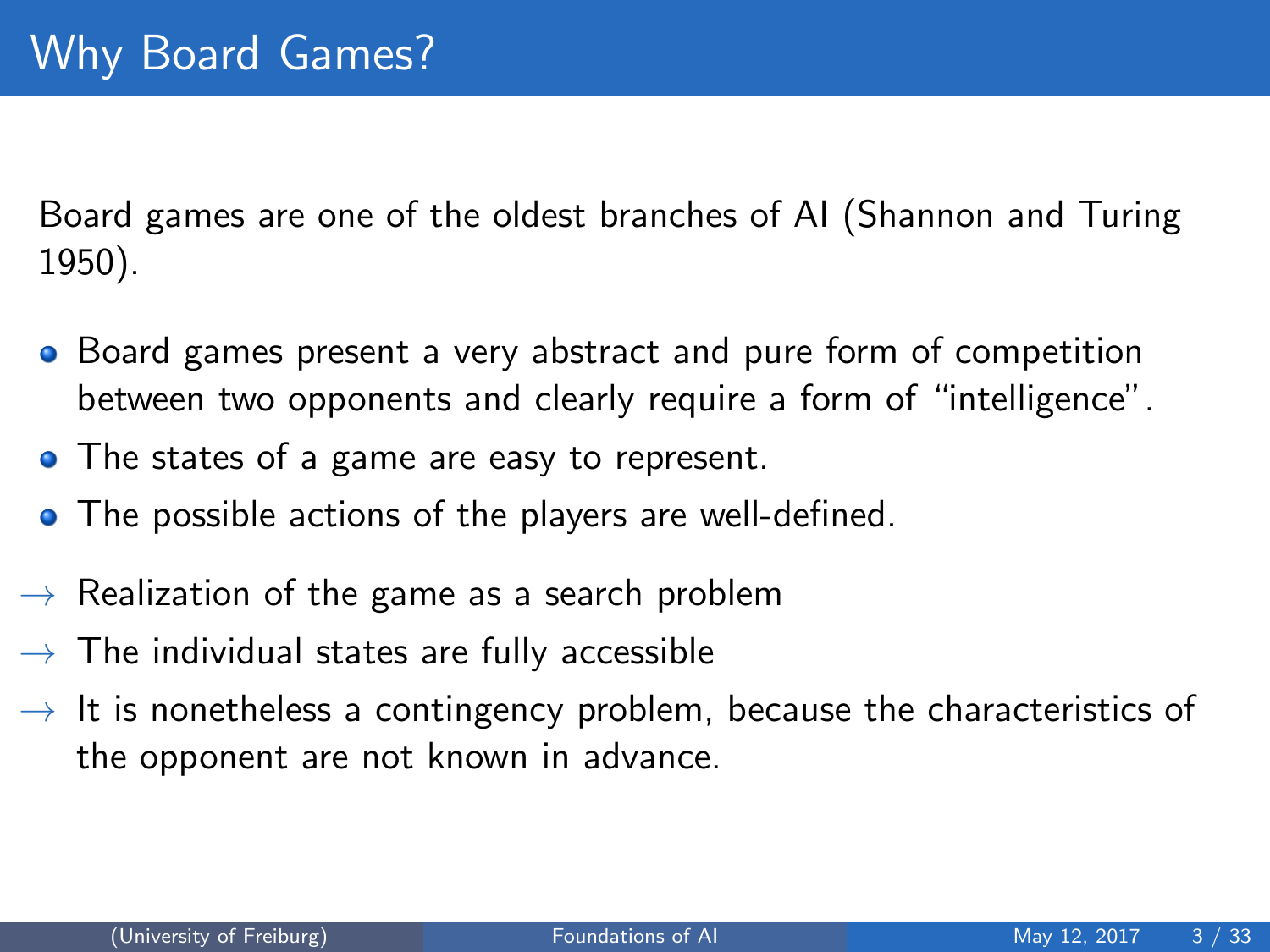# Why Board Games?

Board games are one of the oldest branches of AI (Shannon and Turing 1950).

- Board games present a very abstract and pure form of competition between two opponents and clearly require a form of "intelligence".
- The states of a game are easy to represent.
- The possible actions of the players are well-defined.

→ Realization of the game as a search problem

→ The individual states are fully accessible

→ It is nonetheless a contingency problem, because the characteristics of the opponent are not known in advance.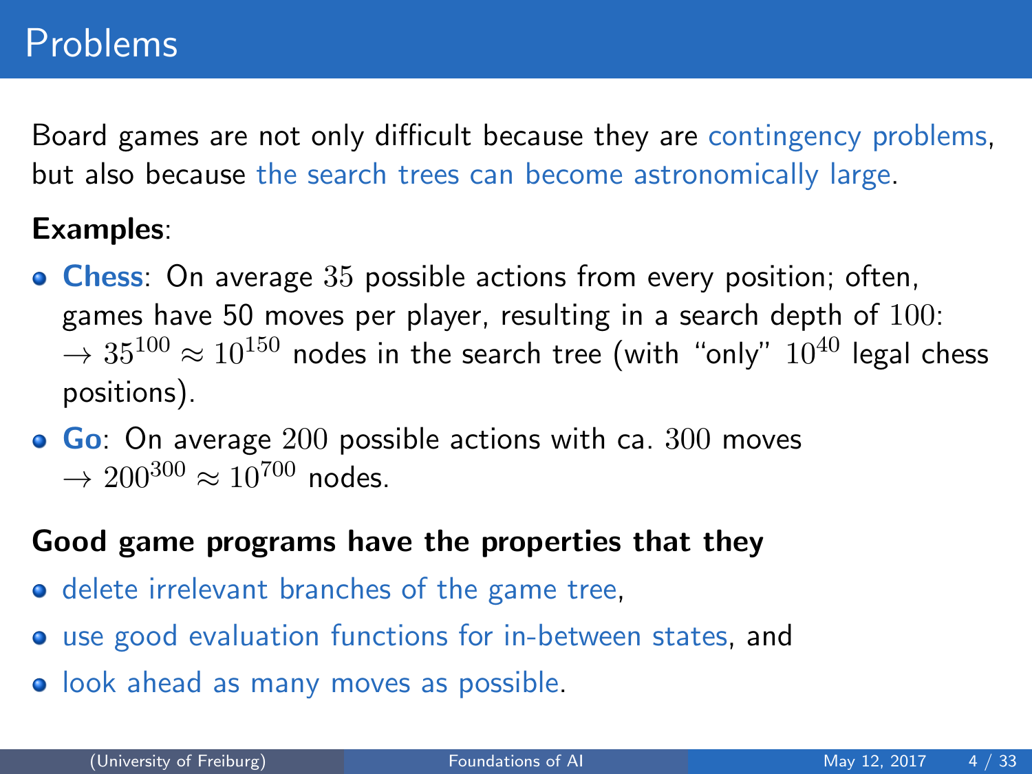# Problems

Board games are not only difficult because they are contingency problems, but also because the search trees can become astronomically large.

**Examples**:

- **Chess**: On average $35$ possible actions from every position; often, games have 50 moves per player, resulting in a search depth of $100$: $\rightarrow 35^{100} \approx 10^{150}$ nodes in the search tree (with "only" $10^{40}$ legal chess positions).
- **Go**: On average $200$ possible actions with ca. $300$ moves $\rightarrow 200^{300} \approx 10^{700}$ nodes.

**Good game programs have the properties that they**

- delete irrelevant branches of the game tree,
- use good evaluation functions for in-between states, and
- look ahead as many moves as possible.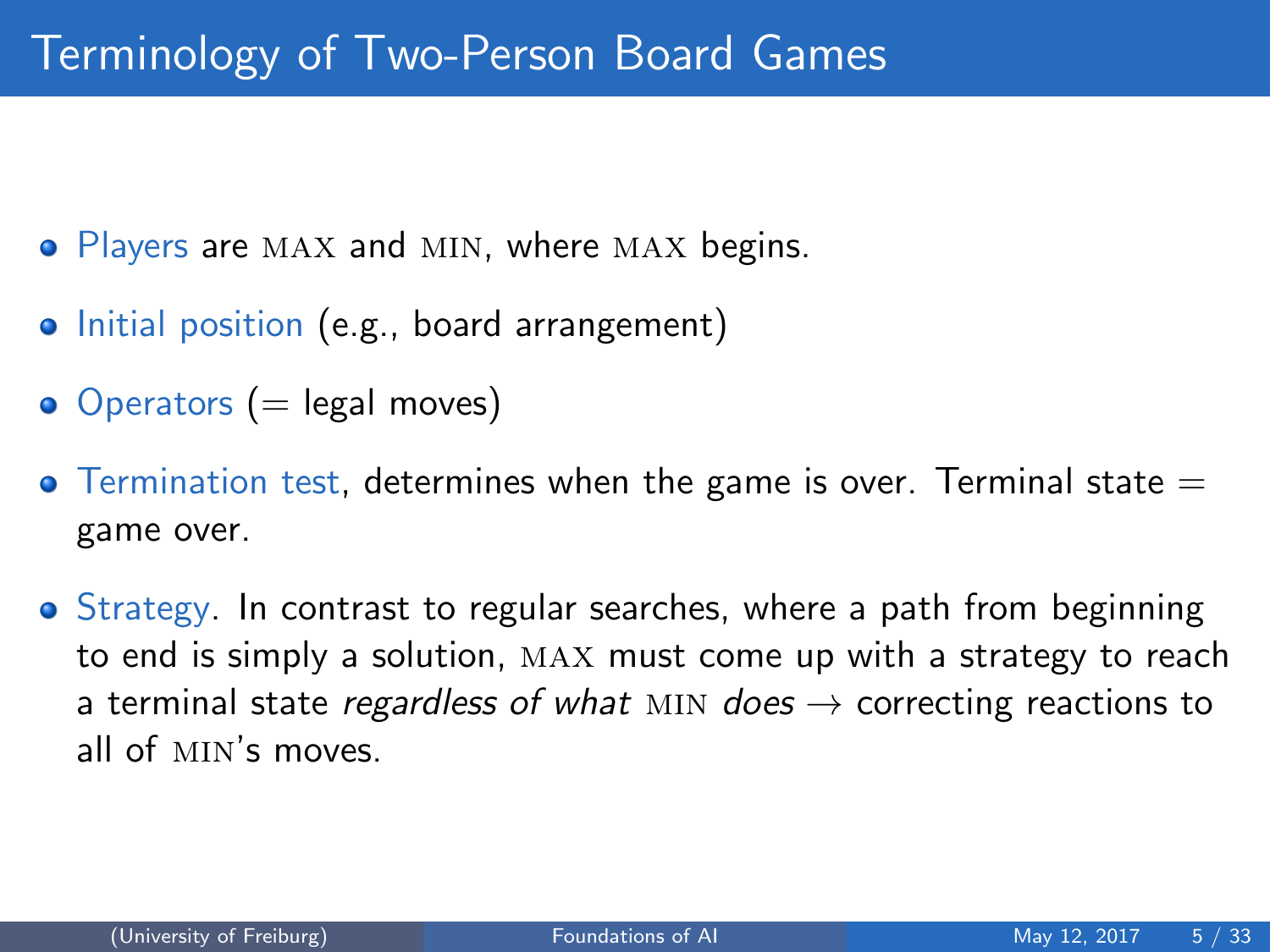# Terminology of Two-Person Board Games

- Players are MAX and MIN, where MAX begins.
- Initial position (e.g., board arrangement)
- Operators (= legal moves)
- Termination test, determines when the game is over. Terminal state = game over.
- Strategy. In contrast to regular searches, where a path from beginning to end is simply a solution, MAX must come up with a strategy to reach a terminal state *regardless of what* MIN *does* → correcting reactions to all of MIN's moves.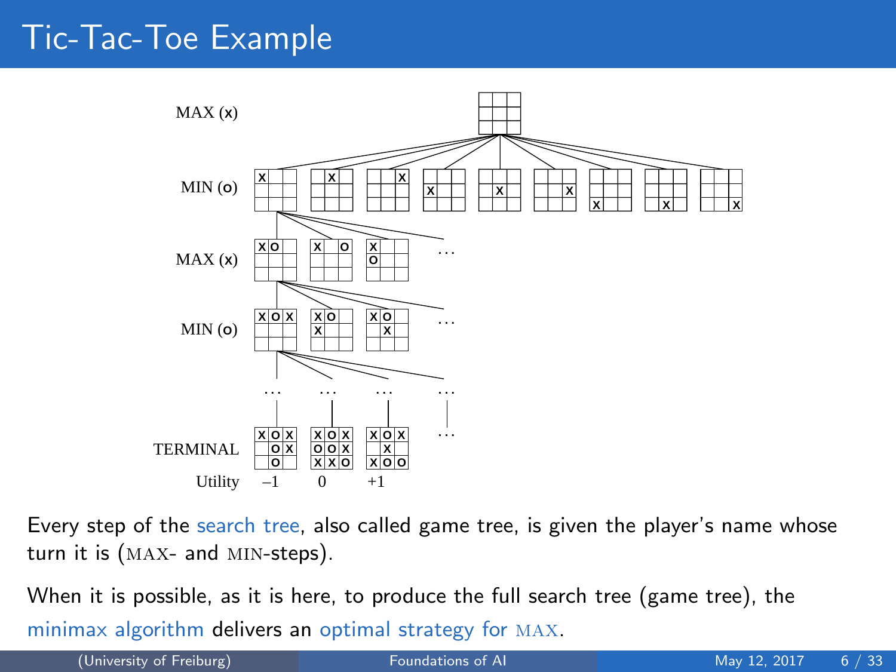# Tic-Tac-Toe Example

MAX (x)

MIN (o)

MAX (x)

MIN (o)

TERMINAL

Utility –1 0 +1

Every step of the search tree, also called game tree, is given the player's name whose turn it is (MAX- and MIN-steps).

When it is possible, as it is here, to produce the full search tree (game tree), the minimax algorithm delivers an optimal strategy for MAX.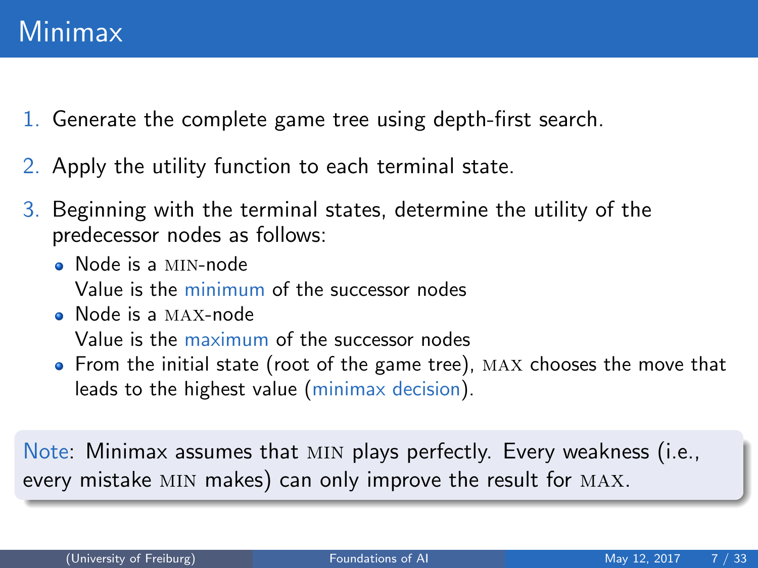# Minimax

1. Generate the complete game tree using depth-first search.
2. Apply the utility function to each terminal state.
3. Beginning with the terminal states, determine the utility of the predecessor nodes as follows:
   - Node is a MIN-node
     Value is the minimum of the successor nodes
   - Node is a MAX-node
     Value is the maximum of the successor nodes
   - From the initial state (root of the game tree), MAX chooses the move that leads to the highest value (minimax decision).

Note: Minimax assumes that MIN plays perfectly. Every weakness (i.e., every mistake MIN makes) can only improve the result for MAX.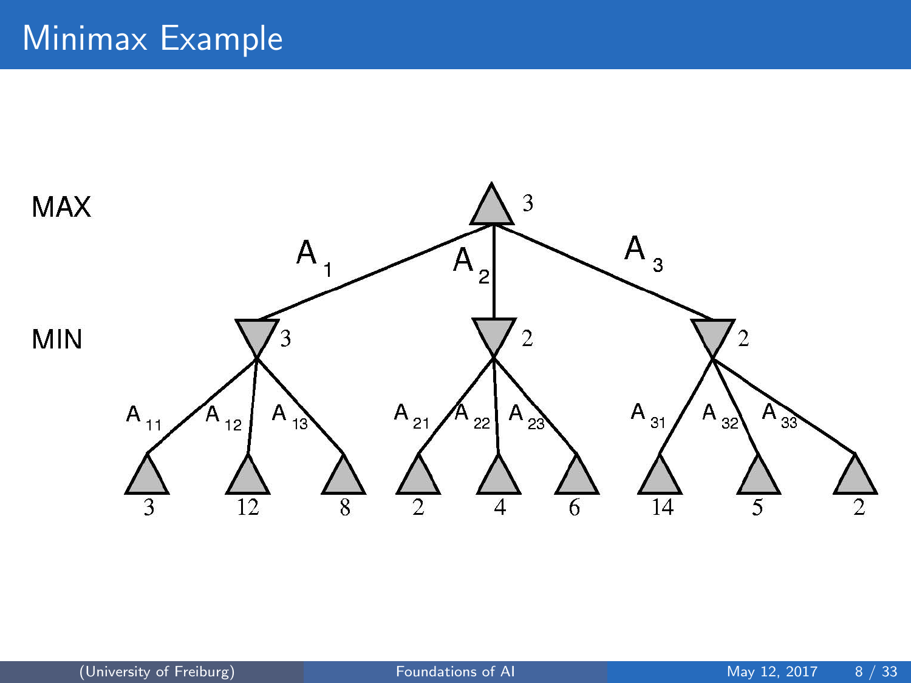# Minimax Example

MAX

MIN

3

$A_1$ $A_2$ $A_3$

3 2 2

$A_{11}$ $A_{12}$ $A_{13}$ $A_{21}$ $A_{22}$ $A_{23}$ $A_{31}$ $A_{32}$ $A_{33}$

3 12 8 2 4 6 14 5 2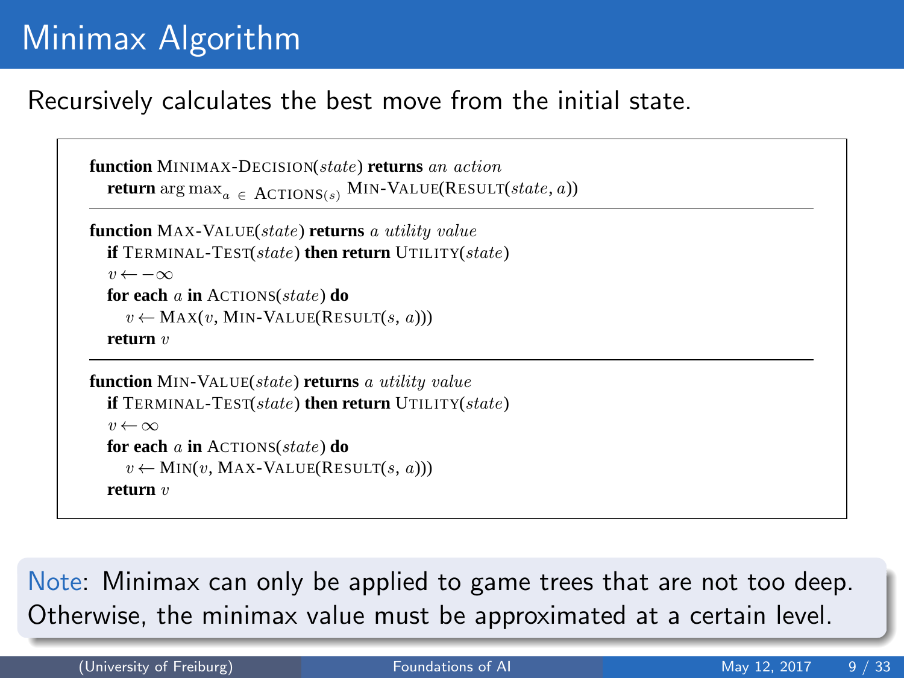# Minimax Algorithm

Recursively calculates the best move from the initial state.

```
function MINIMAX-DECISION(state) returns an action
   return arg max_{a ∈ ACTIONS(s)} MIN-VALUE(RESULT(state, a))

function MAX-VALUE(state) returns a utility value
   if TERMINAL-TEST(state) then return UTILITY(state)
   v ← −∞
   for each a in ACTIONS(state) do
      v ← MAX(v, MIN-VALUE(RESULT(s, a)))
   return v

function MIN-VALUE(state) returns a utility value
   if TERMINAL-TEST(state) then return UTILITY(state)
   v ← ∞
   for each a in ACTIONS(state) do
      v ← MIN(v, MAX-VALUE(RESULT(s, a)))
   return v
```

Note: Minimax can only be applied to game trees that are not too deep. Otherwise, the minimax value must be approximated at a certain level.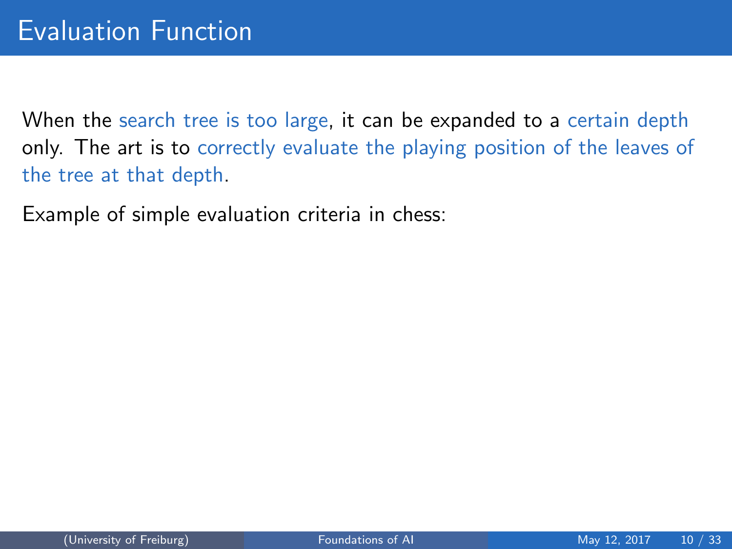# Evaluation Function

When the search tree is too large, it can be expanded to a certain depth only. The art is to correctly evaluate the playing position of the leaves of the tree at that depth.

Example of simple evaluation criteria in chess: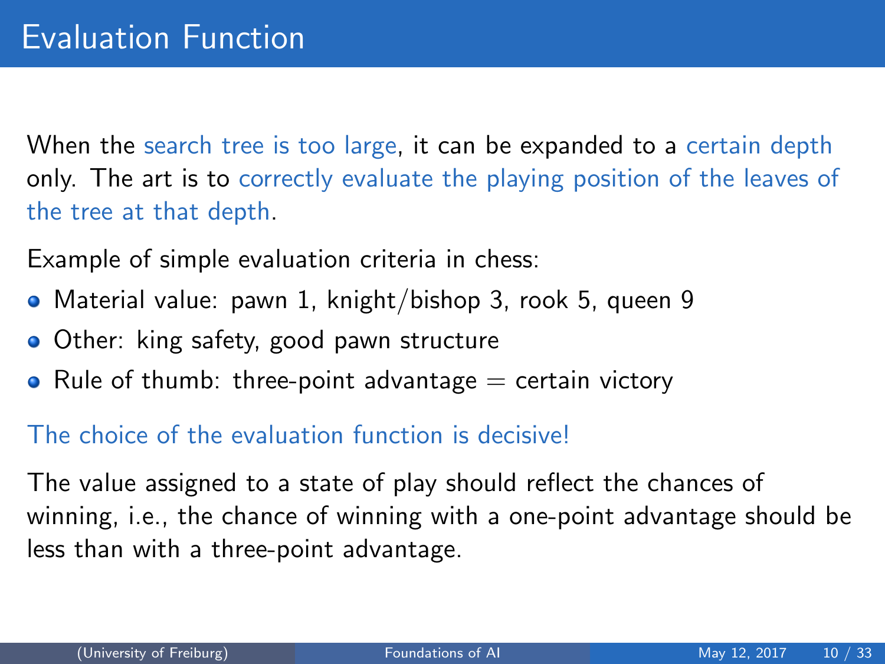# Evaluation Function

When the search tree is too large, it can be expanded to a certain depth only. The art is to correctly evaluate the playing position of the leaves of the tree at that depth.

Example of simple evaluation criteria in chess:

- Material value: pawn 1, knight/bishop 3, rook 5, queen 9
- Other: king safety, good pawn structure
- Rule of thumb: three-point advantage = certain victory

The choice of the evaluation function is decisive!

The value assigned to a state of play should reflect the chances of winning, i.e., the chance of winning with a one-point advantage should be less than with a three-point advantage.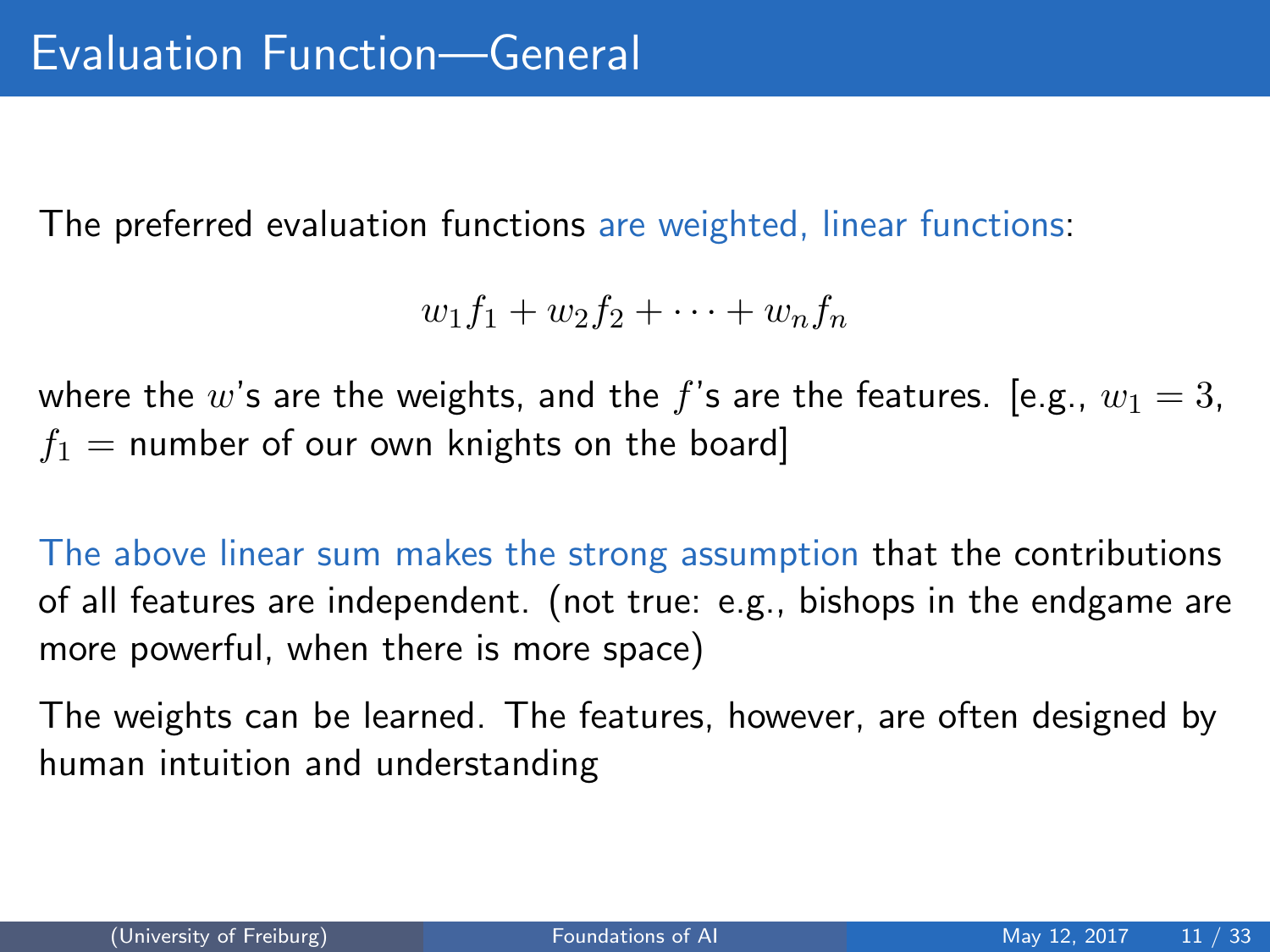# Evaluation Function—General

The preferred evaluation functions are weighted, linear functions:

$$w_1 f_1 + w_2 f_2 + \cdots + w_n f_n$$

where the $w$'s are the weights, and the $f$'s are the features. [e.g., $w_1 = 3$, $f_1 =$ number of our own knights on the board]

The above linear sum makes the strong assumption that the contributions of all features are independent. (not true: e.g., bishops in the endgame are more powerful, when there is more space)

The weights can be learned. The features, however, are often designed by human intuition and understanding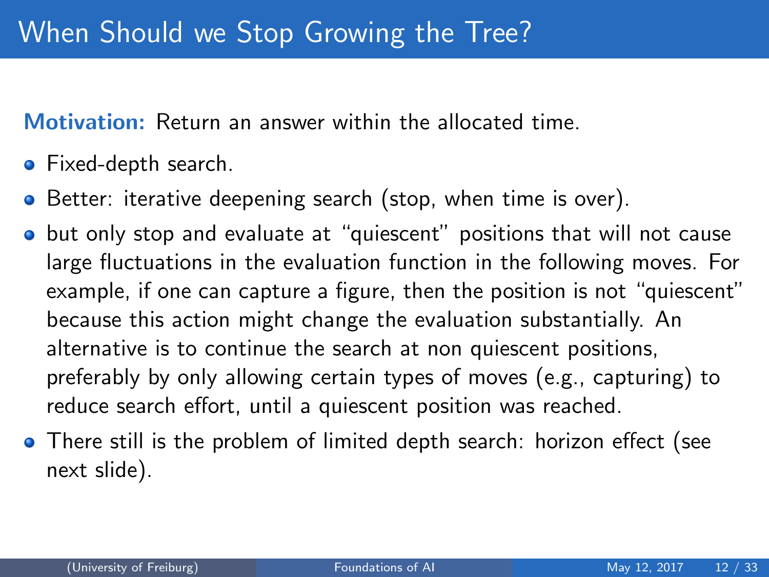# When Should we Stop Growing the Tree?

**Motivation:** Return an answer within the allocated time.

- Fixed-depth search.
- Better: iterative deepening search (stop, when time is over).
- but only stop and evaluate at “quiescent” positions that will not cause large fluctuations in the evaluation function in the following moves. For example, if one can capture a figure, then the position is not “quiescent” because this action might change the evaluation substantially. An alternative is to continue the search at non quiescent positions, preferably by only allowing certain types of moves (e.g., capturing) to reduce search effort, until a quiescent position was reached.
- There still is the problem of limited depth search: horizon effect (see next slide).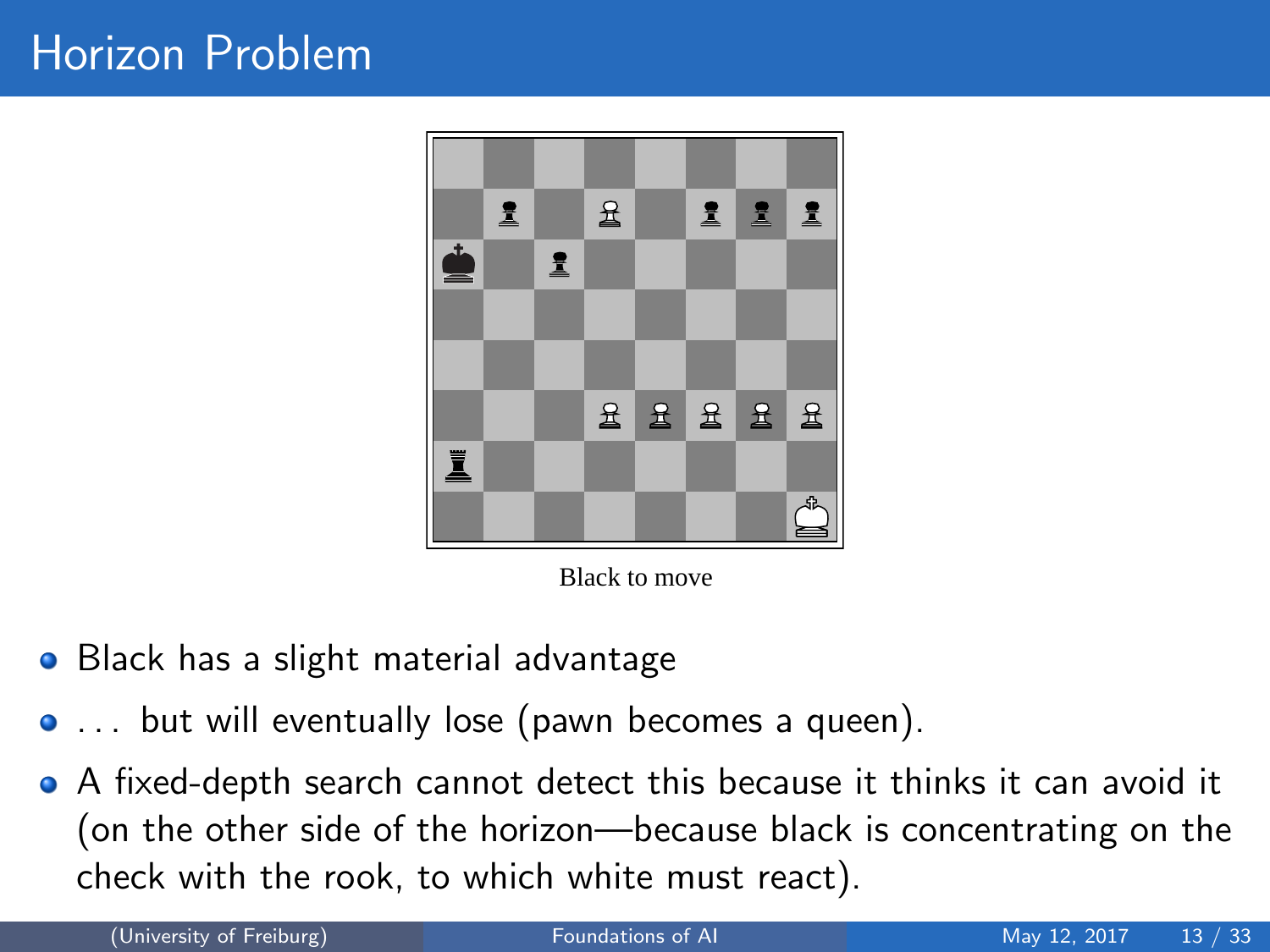# Horizon Problem

Black to move

- Black has a slight material advantage
- ... but will eventually lose (pawn becomes a queen).
- A fixed-depth search cannot detect this because it thinks it can avoid it (on the other side of the horizon—because black is concentrating on the check with the rook, to which white must react).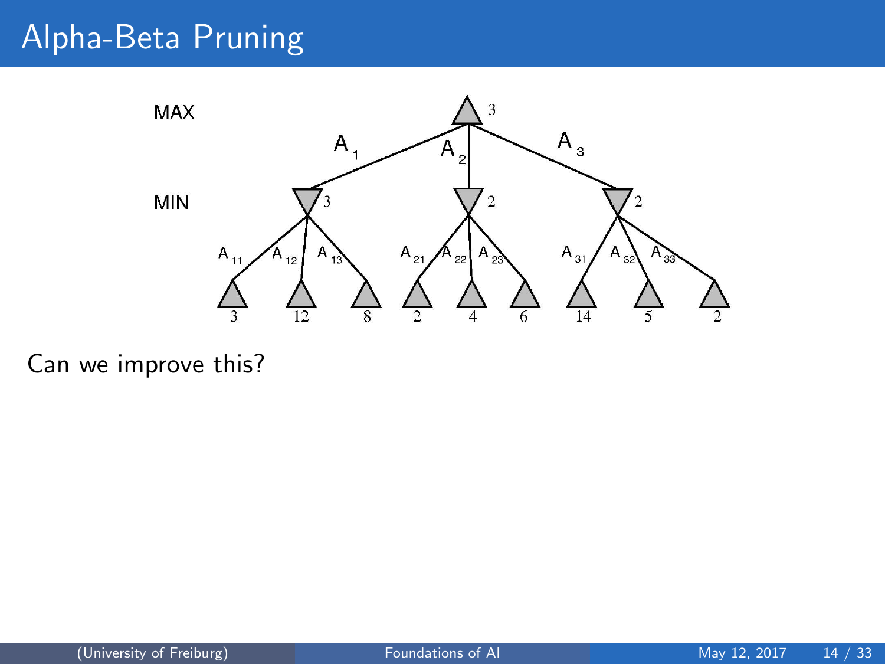# Alpha-Beta Pruning

Can we improve this?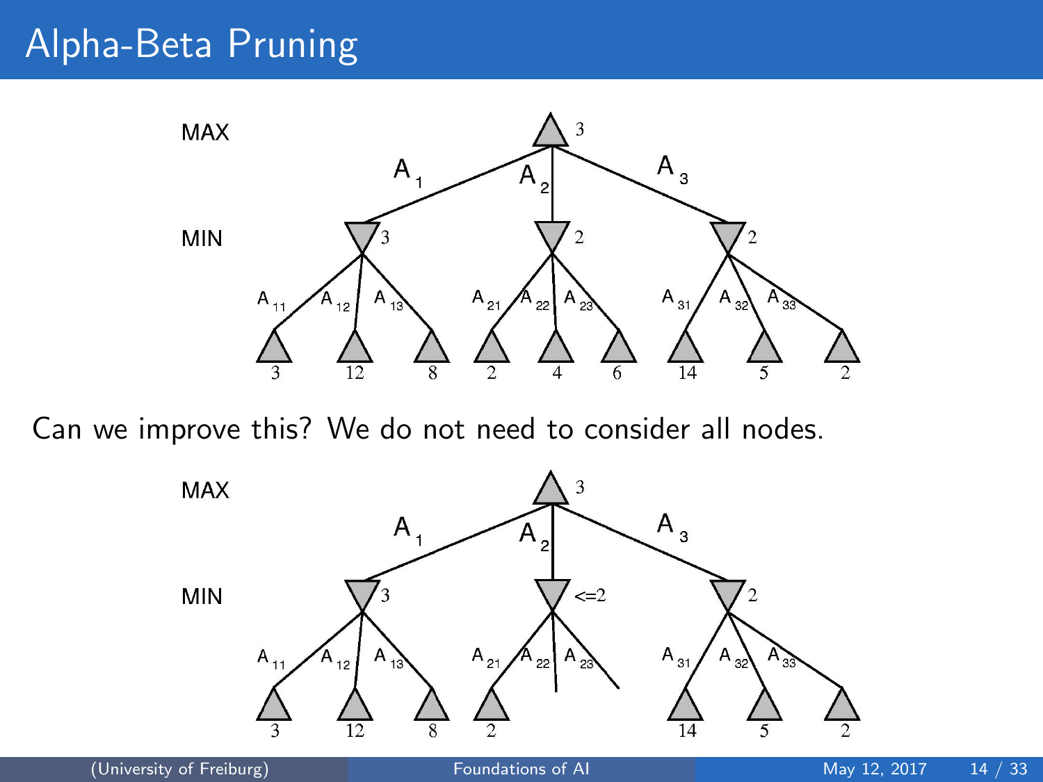# Alpha-Beta Pruning

Can we improve this? We do not need to consider all nodes.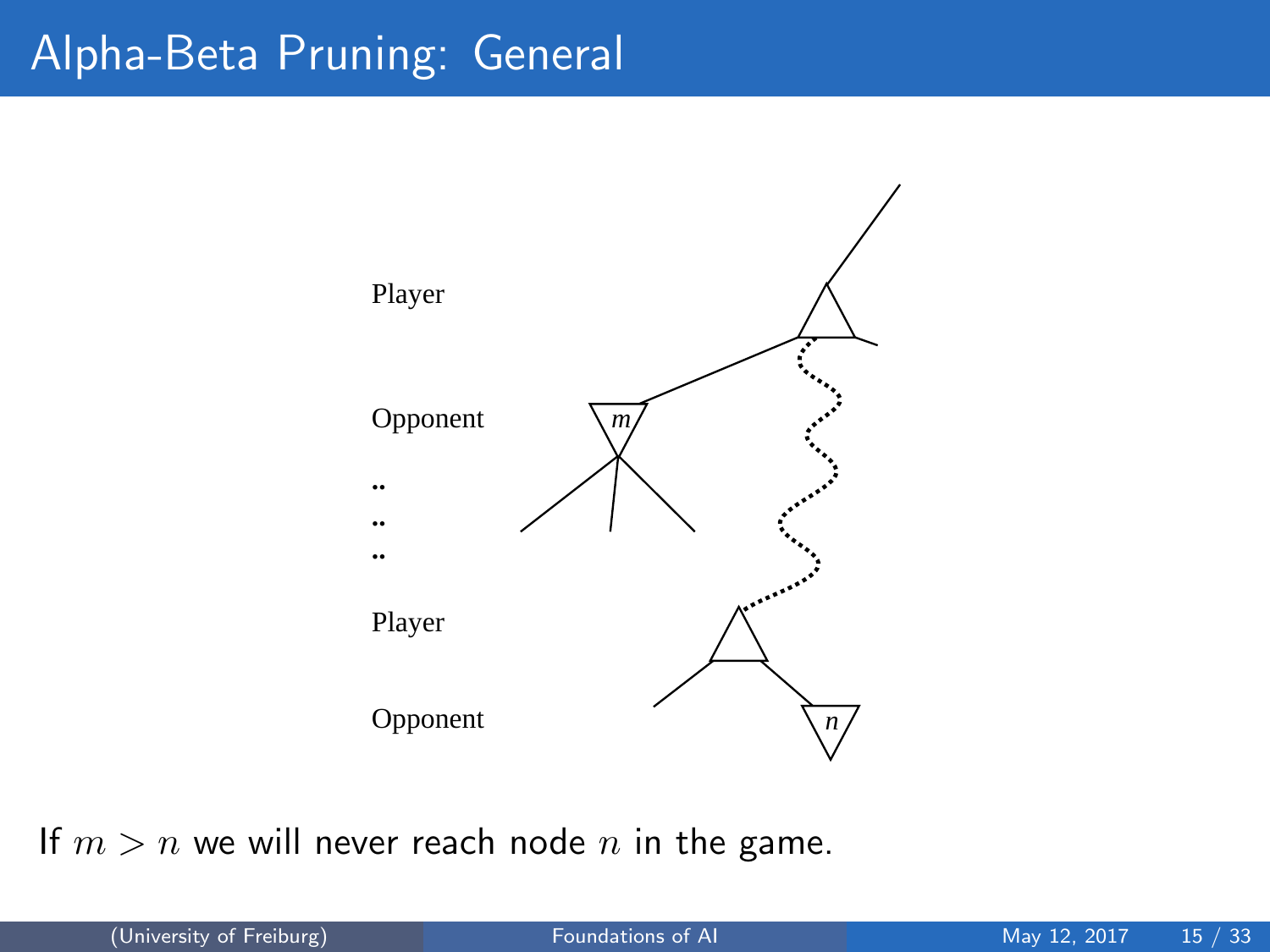# Alpha-Beta Pruning: General

Player

Opponent

..
..
..

Player

Opponent

If $m > n$ we will never reach node $n$ in the game.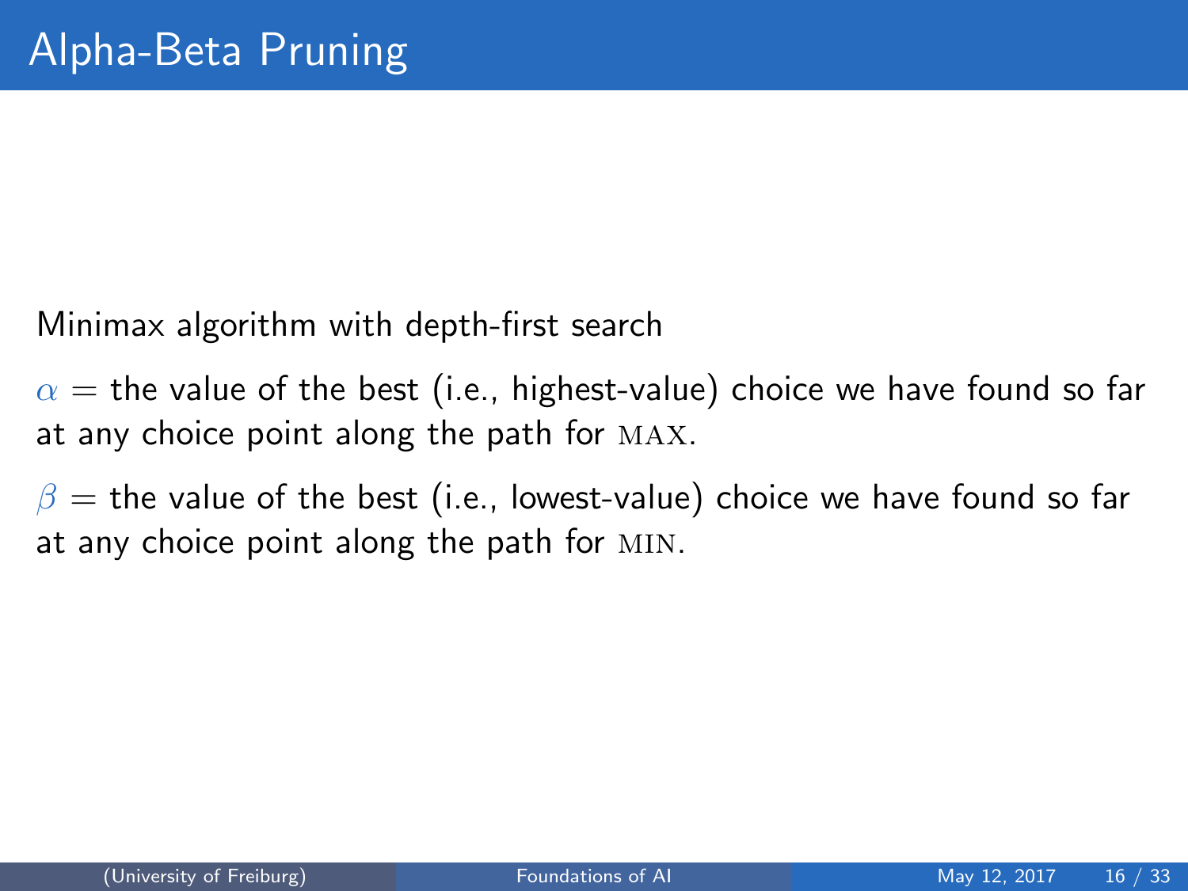# Alpha-Beta Pruning

Minimax algorithm with depth-first search

$\alpha$ = the value of the best (i.e., highest-value) choice we have found so far at any choice point along the path for MAX.

$\beta$ = the value of the best (i.e., lowest-value) choice we have found so far at any choice point along the path for MIN.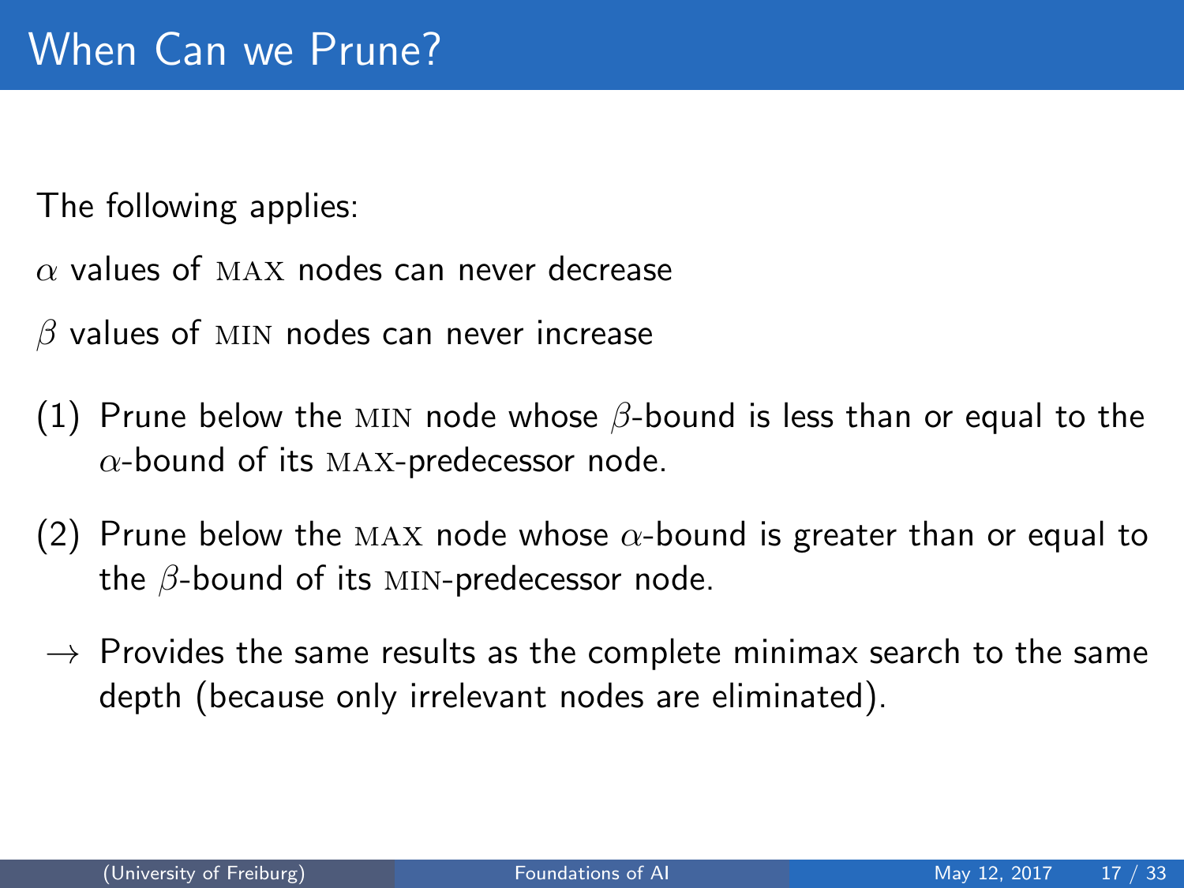# When Can we Prune?

The following applies:

$\alpha$ values of MAX nodes can never decrease

$\beta$ values of MIN nodes can never increase

(1) Prune below the MIN node whose $\beta$-bound is less than or equal to the $\alpha$-bound of its MAX-predecessor node.

(2) Prune below the MAX node whose $\alpha$-bound is greater than or equal to the $\beta$-bound of its MIN-predecessor node.

$\rightarrow$ Provides the same results as the complete minimax search to the same depth (because only irrelevant nodes are eliminated).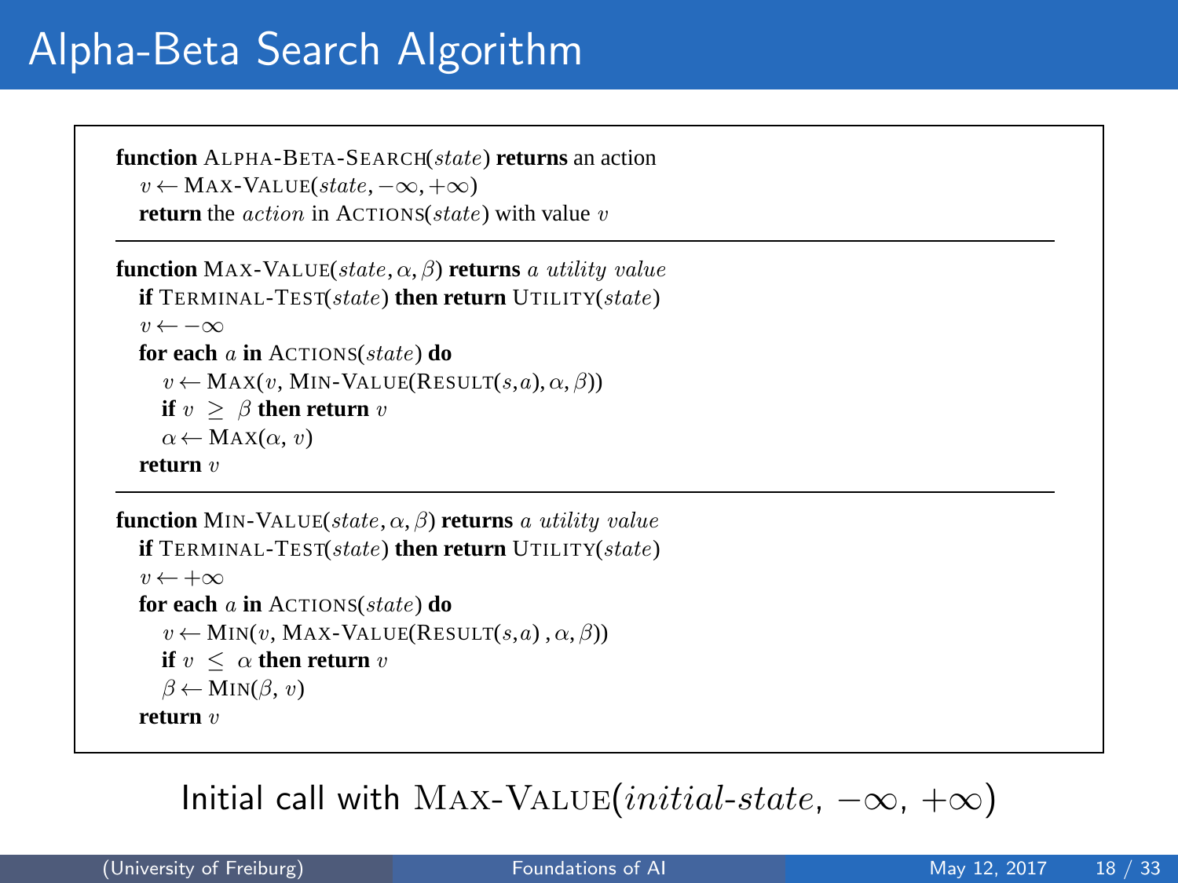# Alpha-Beta Search Algorithm

```
function ALPHA-BETA-SEARCH(state) returns an action
   v ← MAX-VALUE(state, −∞, +∞)
   return the action in ACTIONS(state) with value v

function MAX-VALUE(state, α, β) returns a utility value
   if TERMINAL-TEST(state) then return UTILITY(state)
   v ← −∞
   for each a in ACTIONS(state) do
      v ← MAX(v, MIN-VALUE(RESULT(s,a), α, β))
      if v ≥ β then return v
      α ← MAX(α, v)
   return v

function MIN-VALUE(state, α, β) returns a utility value
   if TERMINAL-TEST(state) then return UTILITY(state)
   v ← +∞
   for each a in ACTIONS(state) do
      v ← MIN(v, MAX-VALUE(RESULT(s,a) , α, β))
      if v ≤ α then return v
      β ← MIN(β, v)
   return v
```

Initial call with $\textsc{Max-Value}(\textit{initial-state}, -\infty, +\infty)$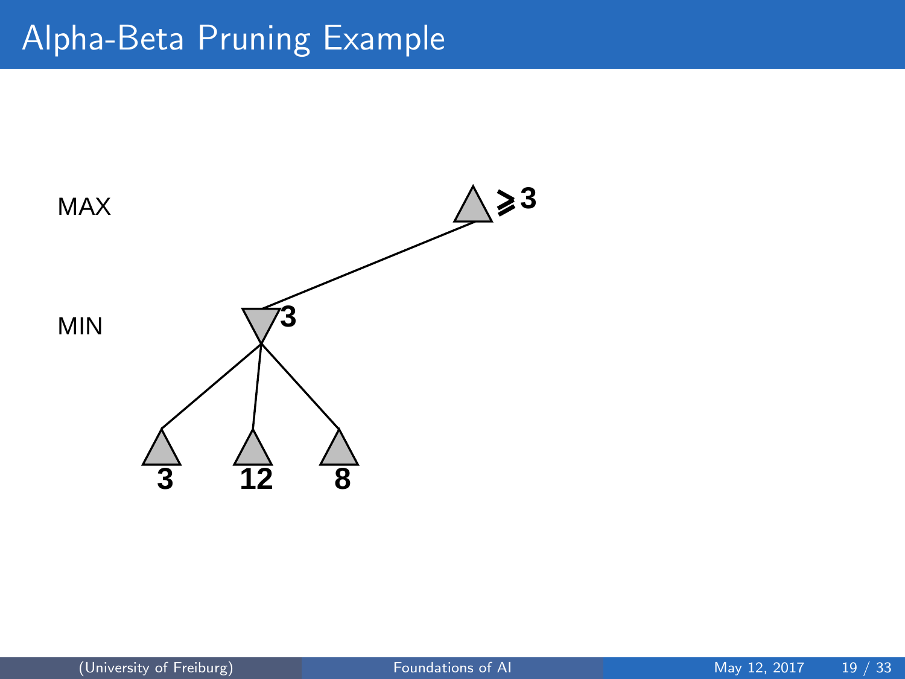# Alpha-Beta Pruning Example

MAX

MIN

$\geq 3$

3

3   12   8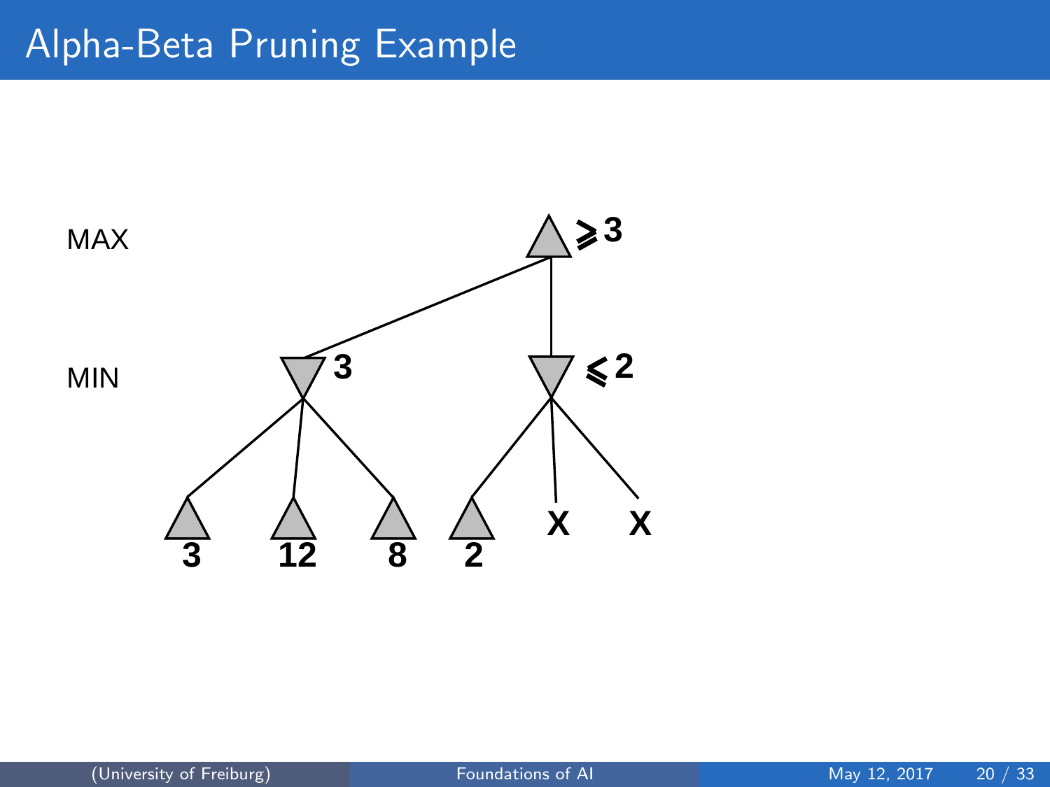# Alpha-Beta Pruning Example

MAX

MIN

$\geq 3$

3

$\leq 2$

3 12 8 2 X X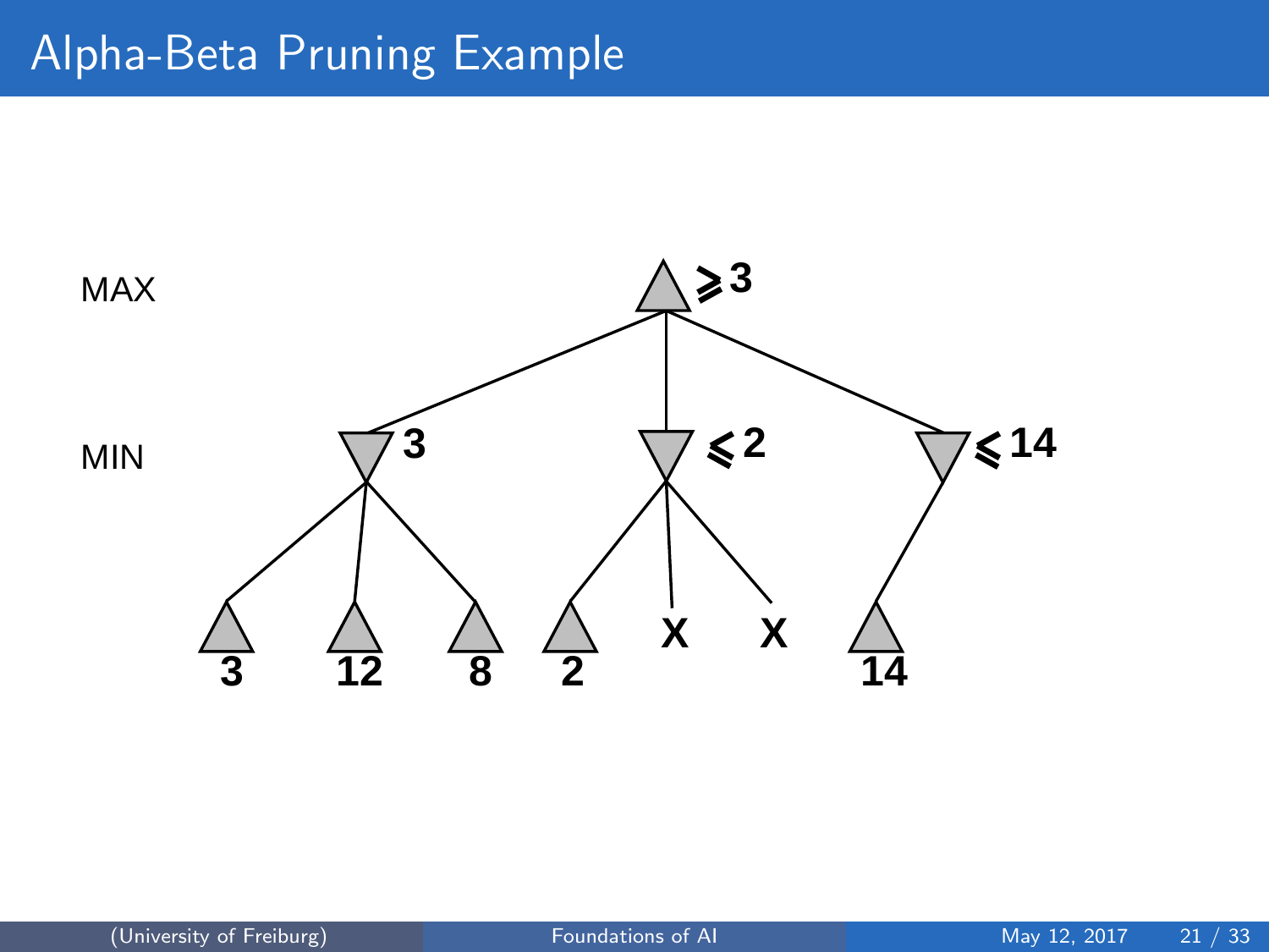# Alpha-Beta Pruning Example

MAX

MIN

$\geq 3$

3

$\leq 2$

$\leq 14$

3 12 8 2 X X 14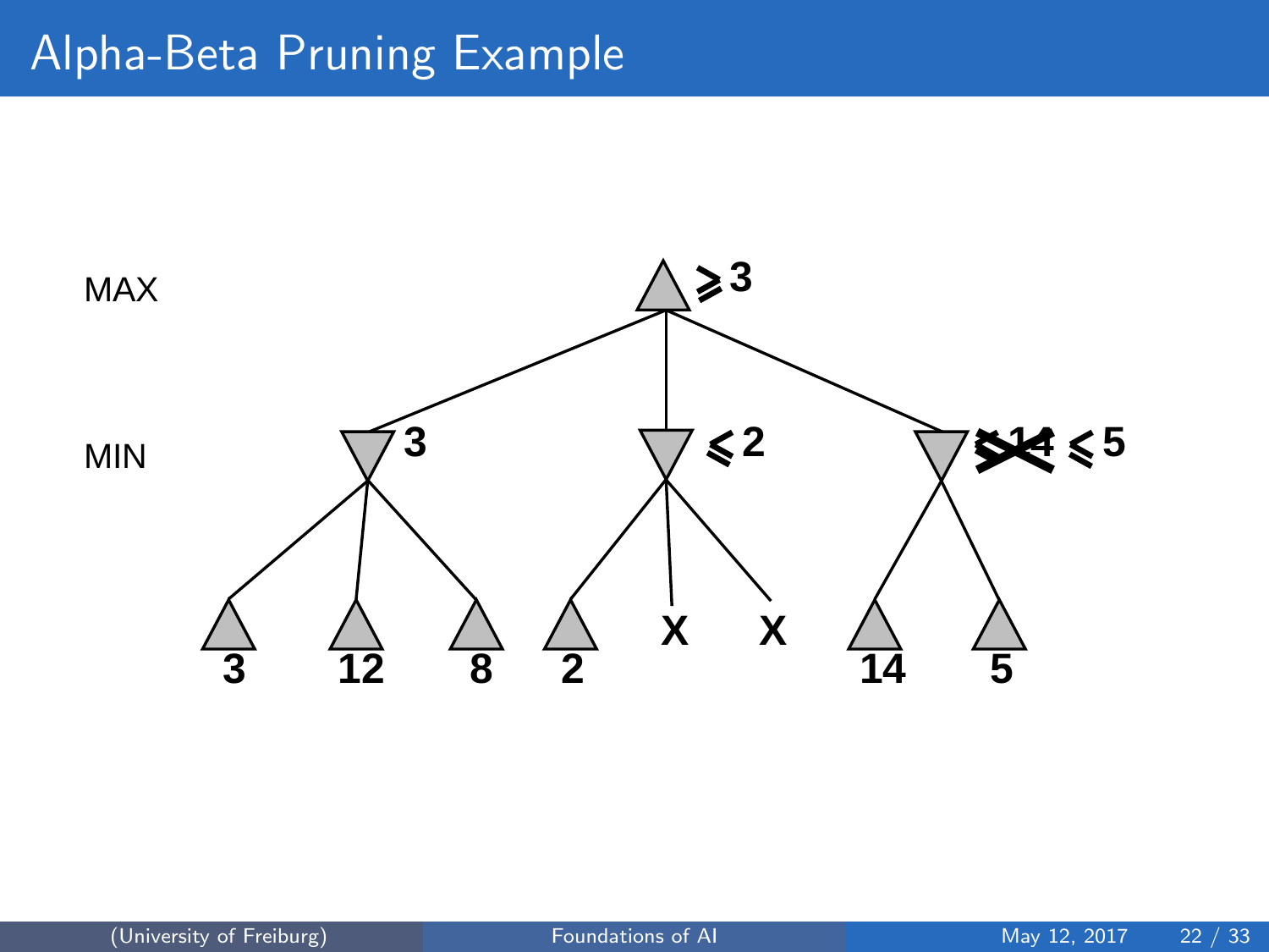# Alpha-Beta Pruning Example

MAX $\geq 3$

MIN 3 | $\leq 2$ | ~~$\leq 14$~~ $\leq 5$

3 12 8 2 X X 14 5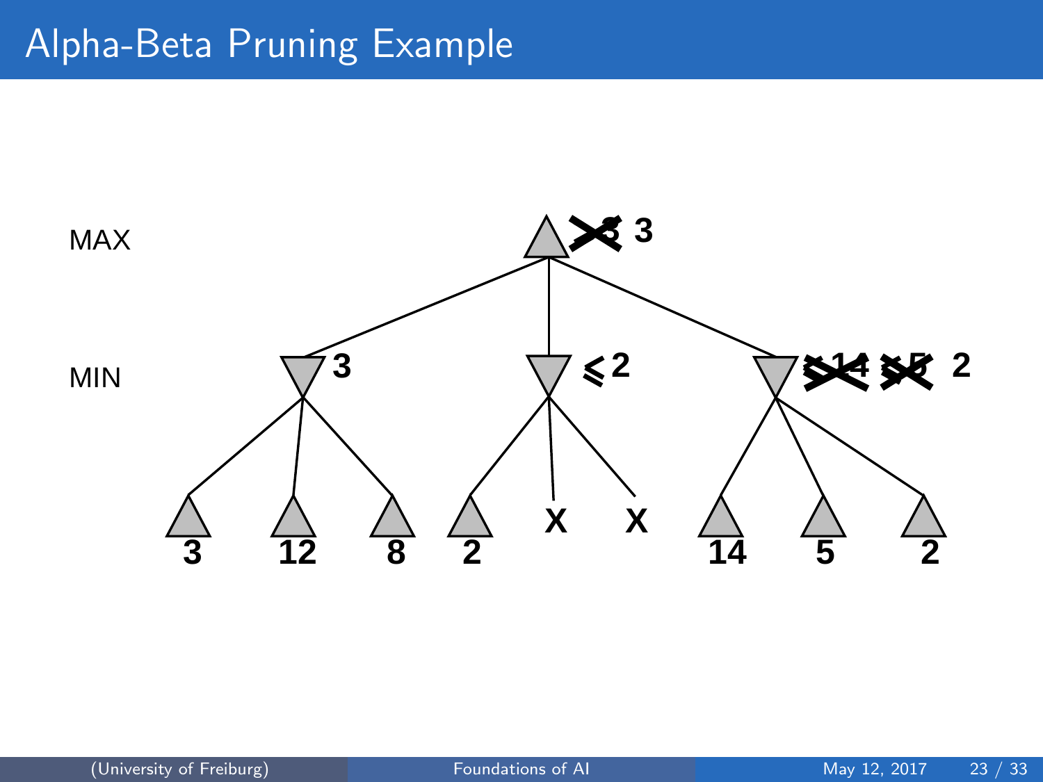# Alpha-Beta Pruning Example

MAX

MIN

3

≤ 2

2

3 12 8 2 X X 14 5 2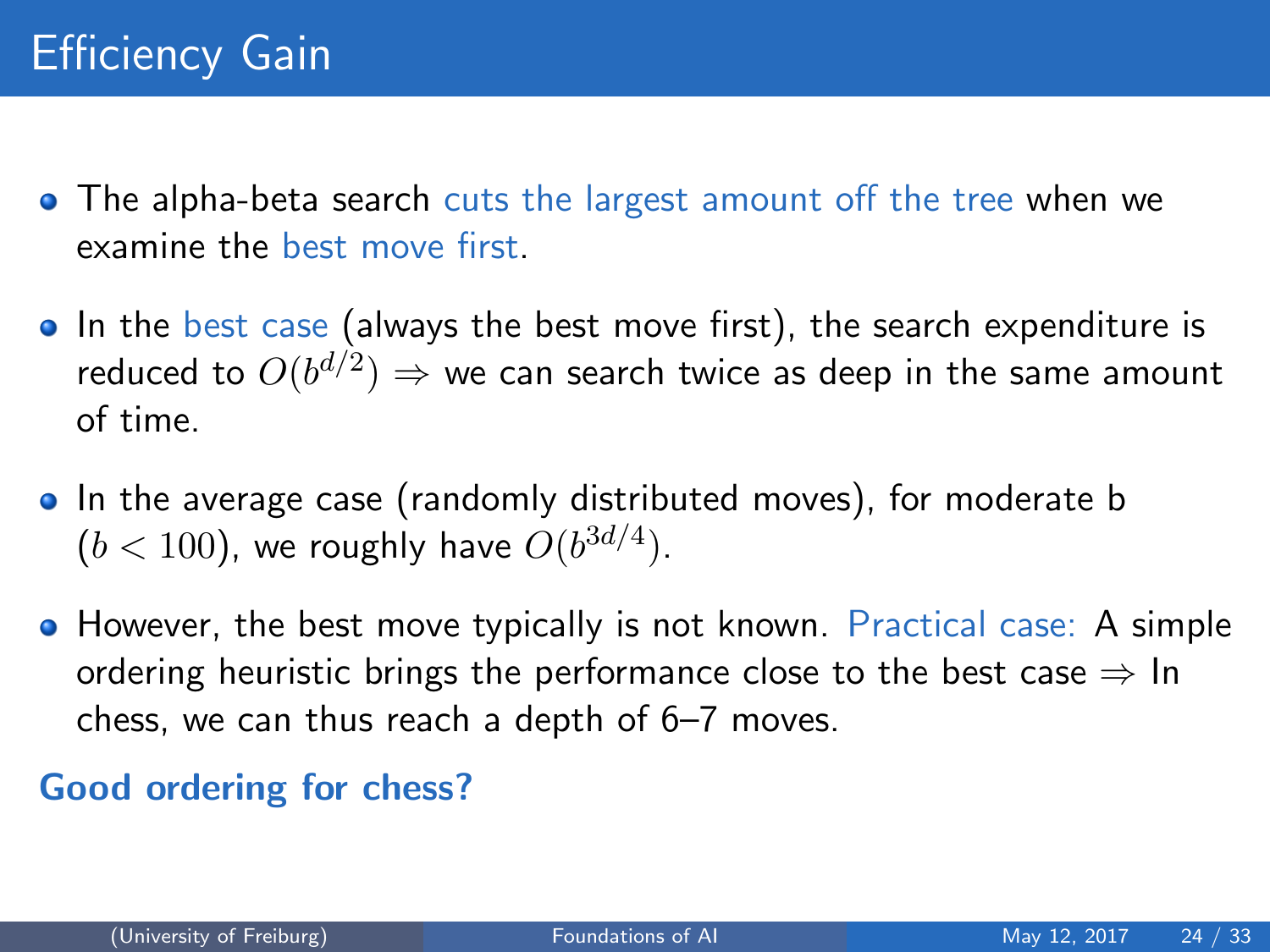# Efficiency Gain

- The alpha-beta search cuts the largest amount off the tree when we examine the best move first.
- In the best case (always the best move first), the search expenditure is reduced to $O(b^{d/2}) \Rightarrow$ we can search twice as deep in the same amount of time.
- In the average case (randomly distributed moves), for moderate b $(b < 100)$, we roughly have $O(b^{3d/4})$.
- However, the best move typically is not known. Practical case: A simple ordering heuristic brings the performance close to the best case $\Rightarrow$ In chess, we can thus reach a depth of 6–7 moves.

**Good ordering for chess?**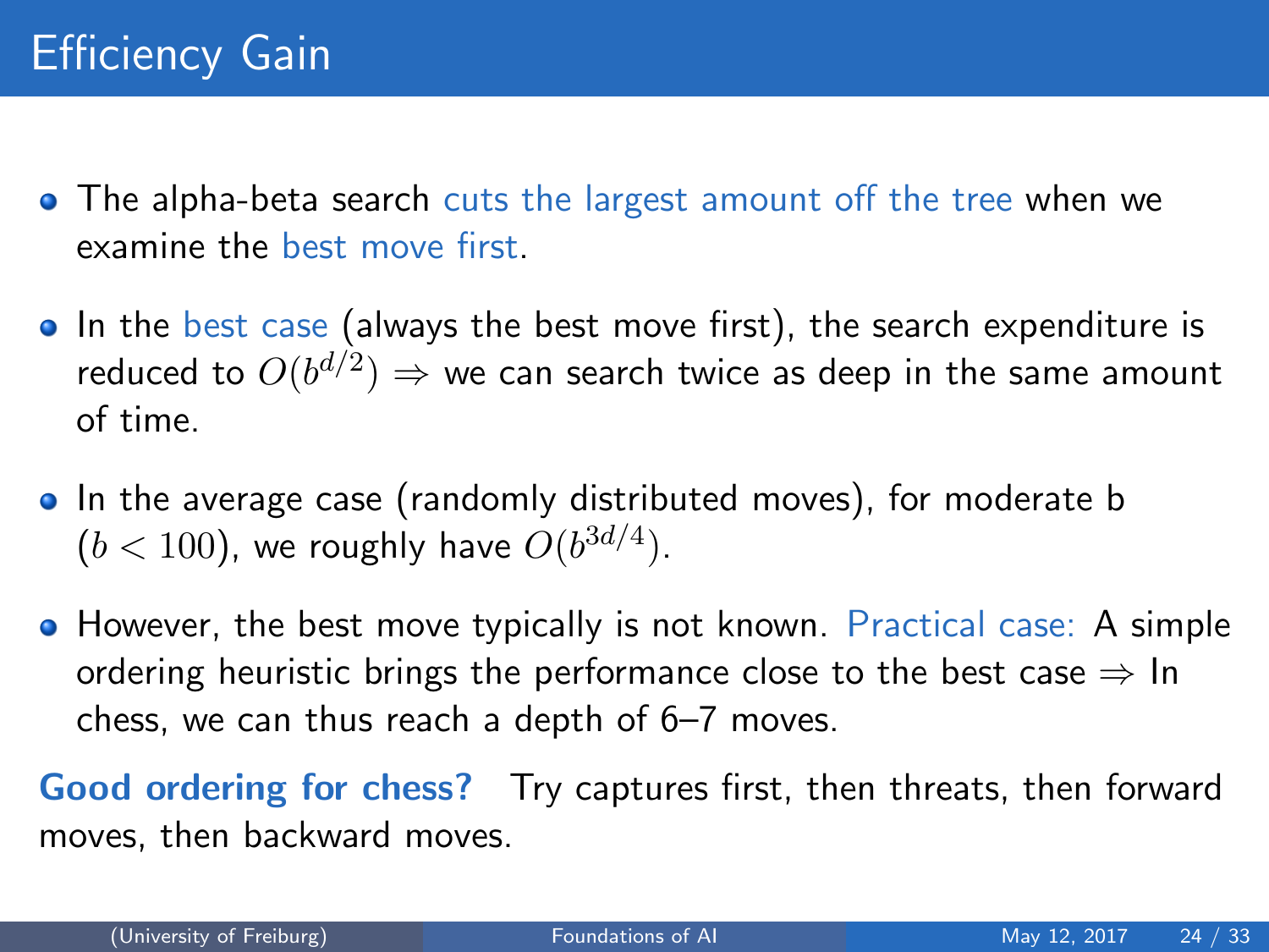# Efficiency Gain

- The alpha-beta search cuts the largest amount off the tree when we examine the best move first.
- In the best case (always the best move first), the search expenditure is reduced to $O(b^{d/2})$ $\Rightarrow$ we can search twice as deep in the same amount of time.
- In the average case (randomly distributed moves), for moderate b ($b < 100$), we roughly have $O(b^{3d/4})$.
- However, the best move typically is not known. Practical case: A simple ordering heuristic brings the performance close to the best case $\Rightarrow$ In chess, we can thus reach a depth of 6–7 moves.

**Good ordering for chess?** Try captures first, then threats, then forward moves, then backward moves.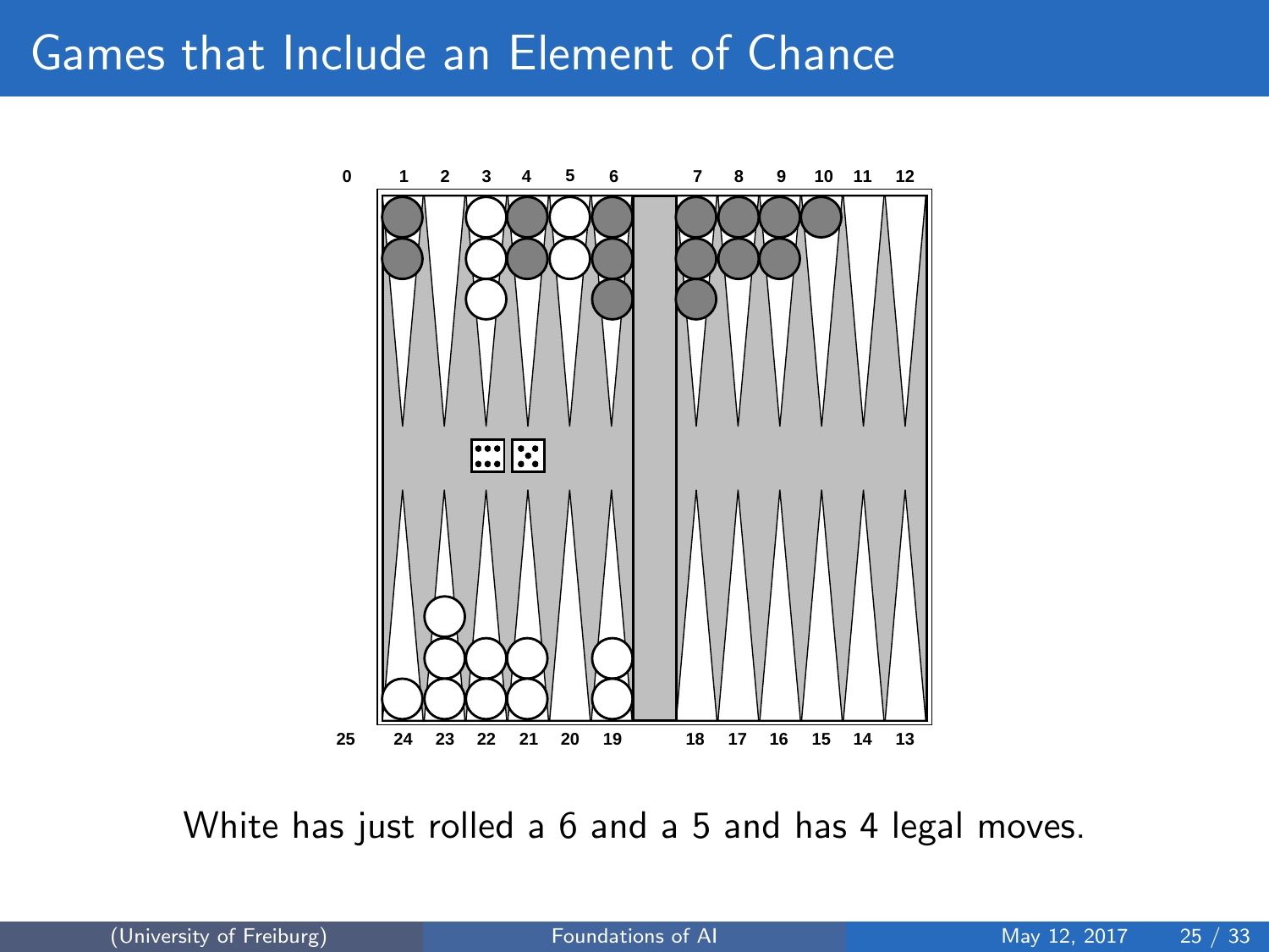# Games that Include an Element of Chance

White has just rolled a 6 and a 5 and has 4 legal moves.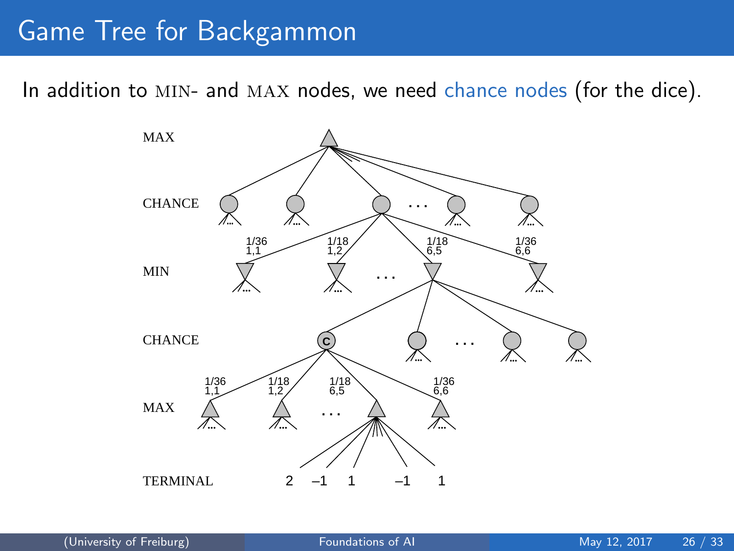# Game Tree for Backgammon

In addition to MIN- and MAX nodes, we need chance nodes (for the dice).

MAX

CHANCE

1/36 1,1 — 1/18 1,2 — 1/18 6,5 — 1/36 6,6

MIN

CHANCE

1/36 1,1 — 1/18 1,2 — 1/18 6,5 — 1/36 6,6

MAX

TERMINAL 2 –1 1 –1 1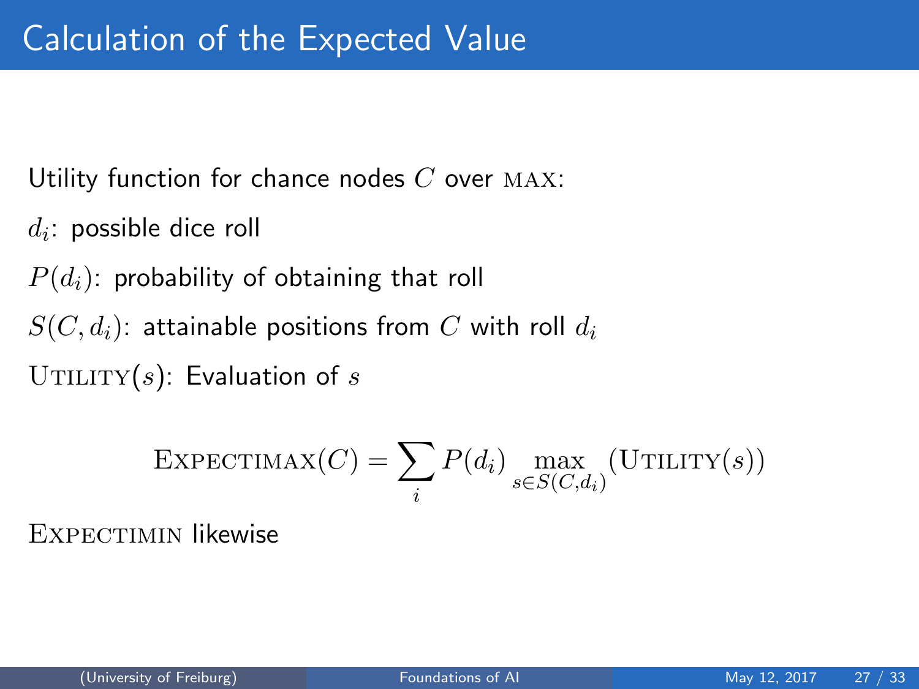# Calculation of the Expected Value

Utility function for chance nodes $C$ over $\textsc{max}$:

$d_i$: possible dice roll

$P(d_i)$: probability of obtaining that roll

$S(C, d_i)$: attainable positions from $C$ with roll $d_i$

$\textsc{Utility}(s)$: Evaluation of $s$

$$\textsc{Expectimax}(C) = \sum_i P(d_i) \max_{s \in S(C,d_i)} (\textsc{Utility}(s))$$

$\textsc{Expectimin}$ likewise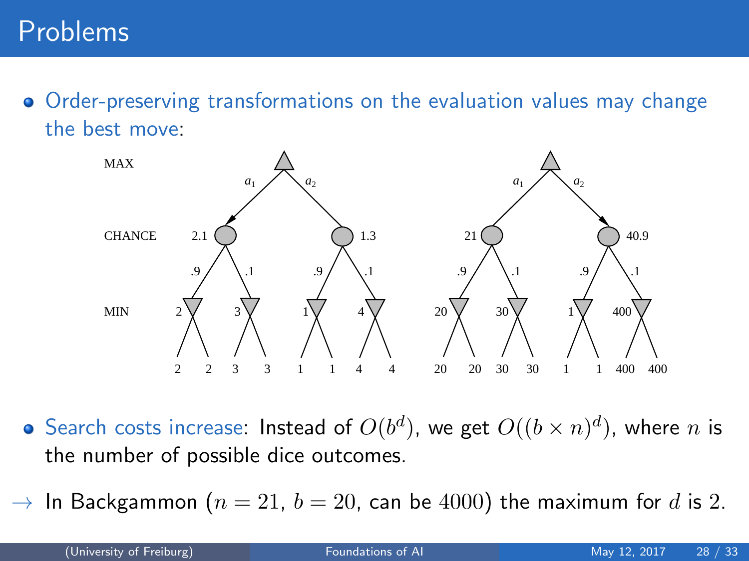# Problems

- Order-preserving transformations on the evaluation values may change the best move:

- Search costs increase: Instead of $O(b^d)$, we get $O((b \times n)^d)$, where $n$ is the number of possible dice outcomes.

$\rightarrow$ In Backgammon ($n = 21$, $b = 20$, can be $4000$) the maximum for $d$ is 2.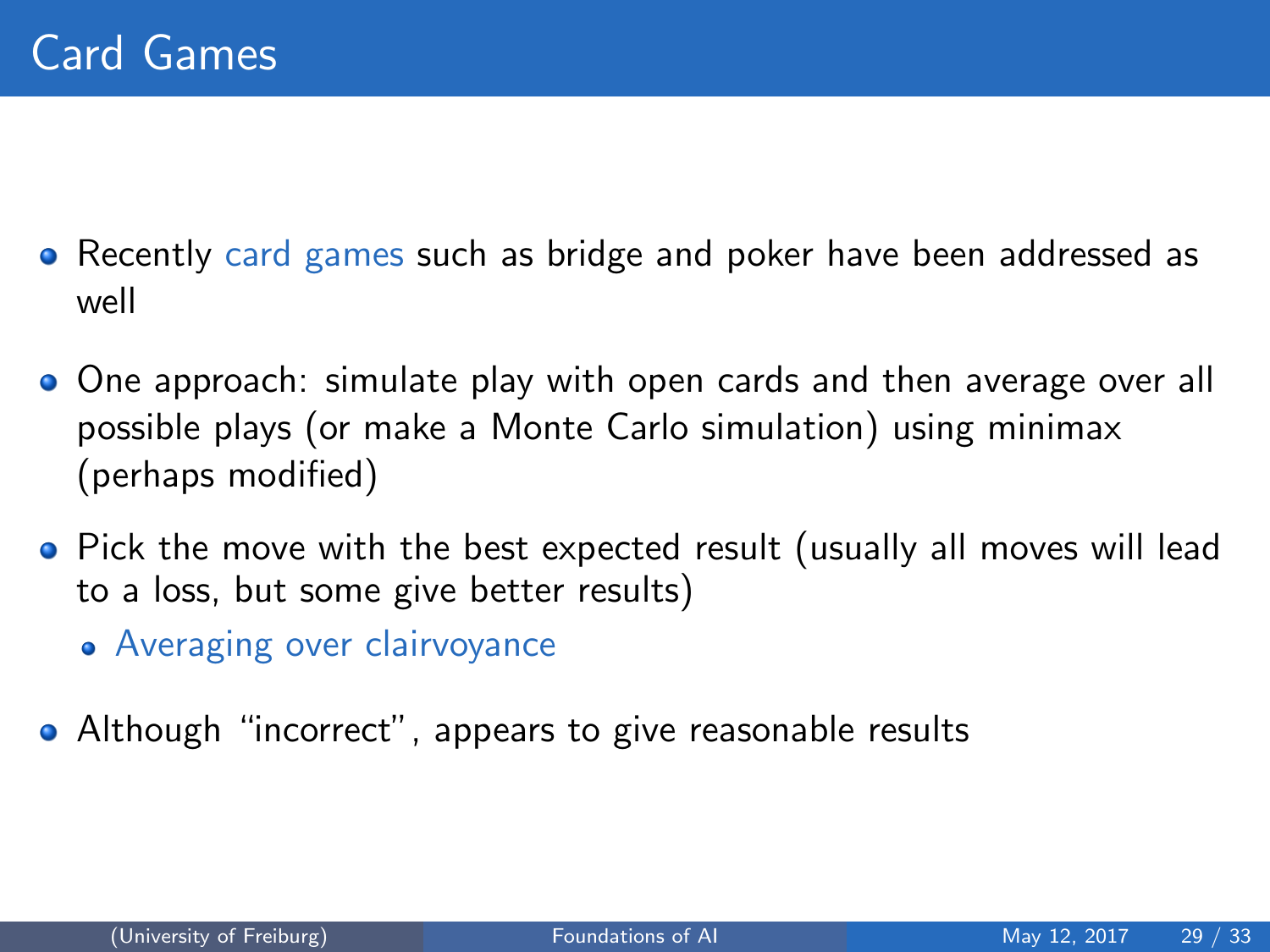# Card Games

- Recently card games such as bridge and poker have been addressed as well
- One approach: simulate play with open cards and then average over all possible plays (or make a Monte Carlo simulation) using minimax (perhaps modified)
- Pick the move with the best expected result (usually all moves will lead to a loss, but some give better results)
  - Averaging over clairvoyance
- Although "incorrect", appears to give reasonable results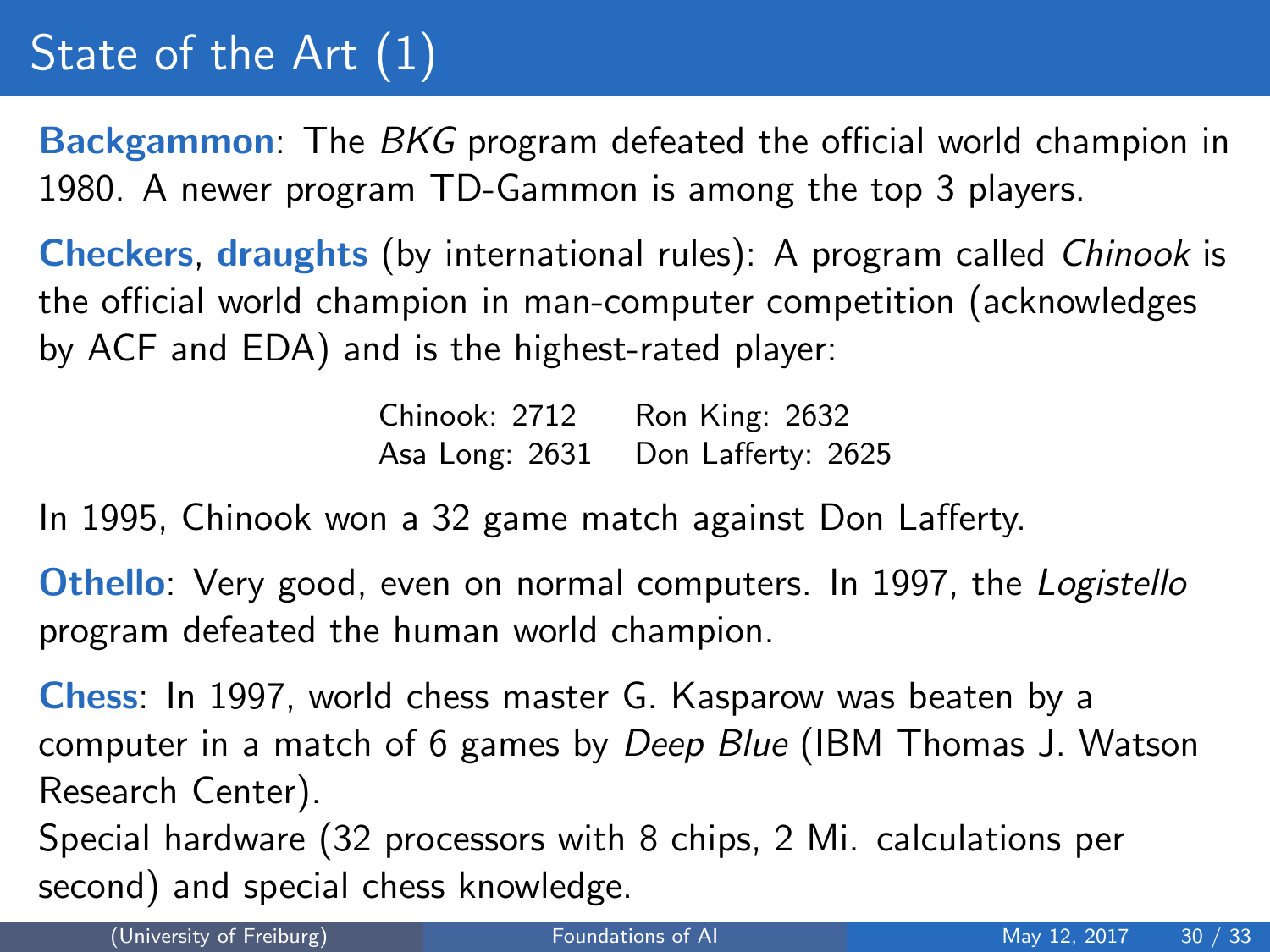# State of the Art (1)

**Backgammon**: The *BKG* program defeated the official world champion in 1980. A newer program TD-Gammon is among the top 3 players.

**Checkers**, **draughts** (by international rules): A program called *Chinook* is the official world champion in man-computer competition (acknowledges by ACF and EDA) and is the highest-rated player:

| | |
|---|---|
| Chinook: 2712 | Ron King: 2632 |
| Asa Long: 2631 | Don Lafferty: 2625 |

In 1995, Chinook won a 32 game match against Don Lafferty.

**Othello**: Very good, even on normal computers. In 1997, the *Logistello* program defeated the human world champion.

**Chess**: In 1997, world chess master G. Kasparow was beaten by a computer in a match of 6 games by *Deep Blue* (IBM Thomas J. Watson Research Center).
Special hardware (32 processors with 8 chips, 2 Mi. calculations per second) and special chess knowledge.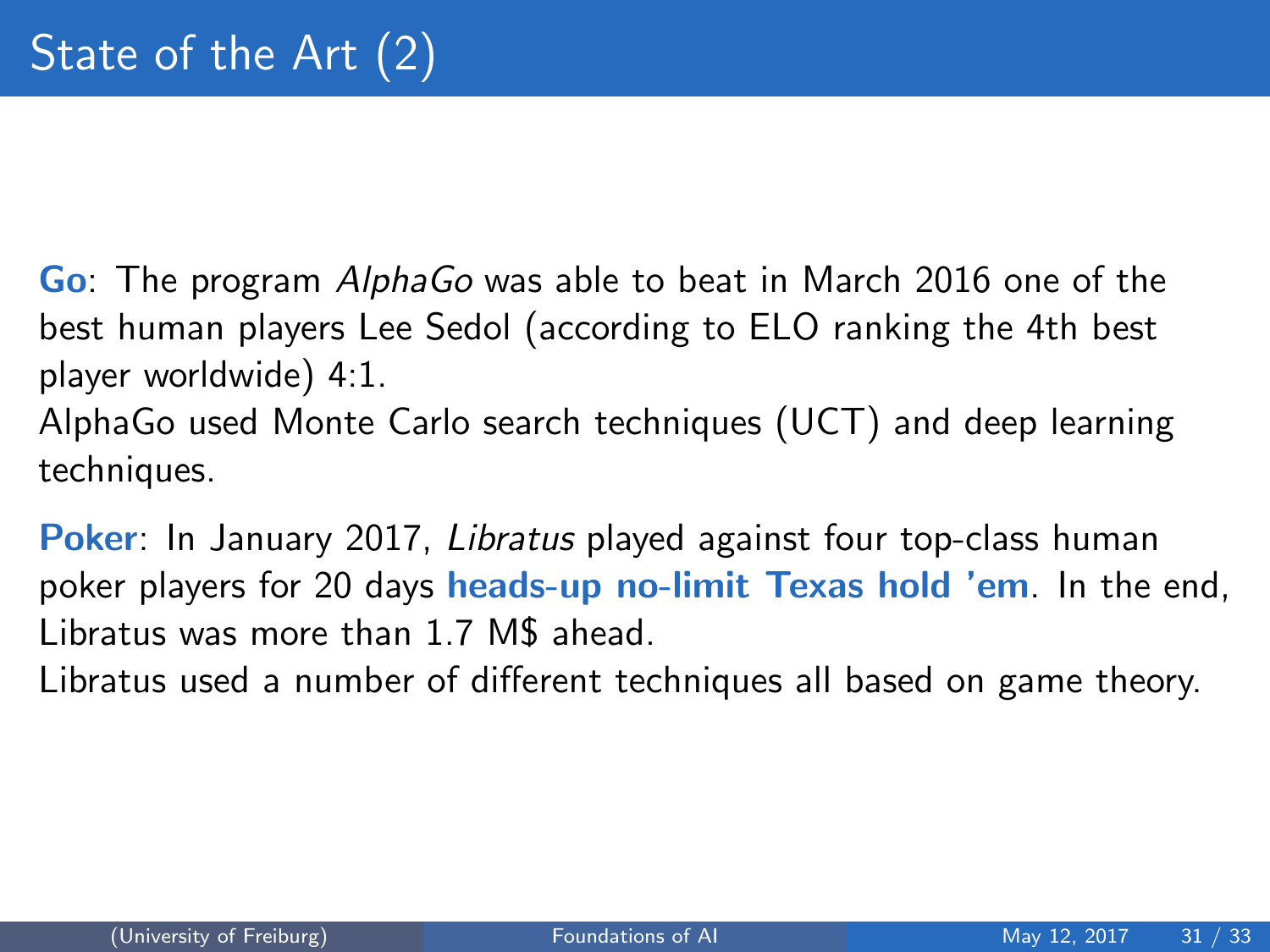# State of the Art (2)

**Go**: The program *AlphaGo* was able to beat in March 2016 one of the best human players Lee Sedol (according to ELO ranking the 4th best player worldwide) 4:1.
AlphaGo used Monte Carlo search techniques (UCT) and deep learning techniques.

**Poker**: In January 2017, *Libratus* played against four top-class human poker players for 20 days **heads-up no-limit Texas hold 'em**. In the end, Libratus was more than 1.7 M$ ahead.
Libratus used a number of different techniques all based on game theory.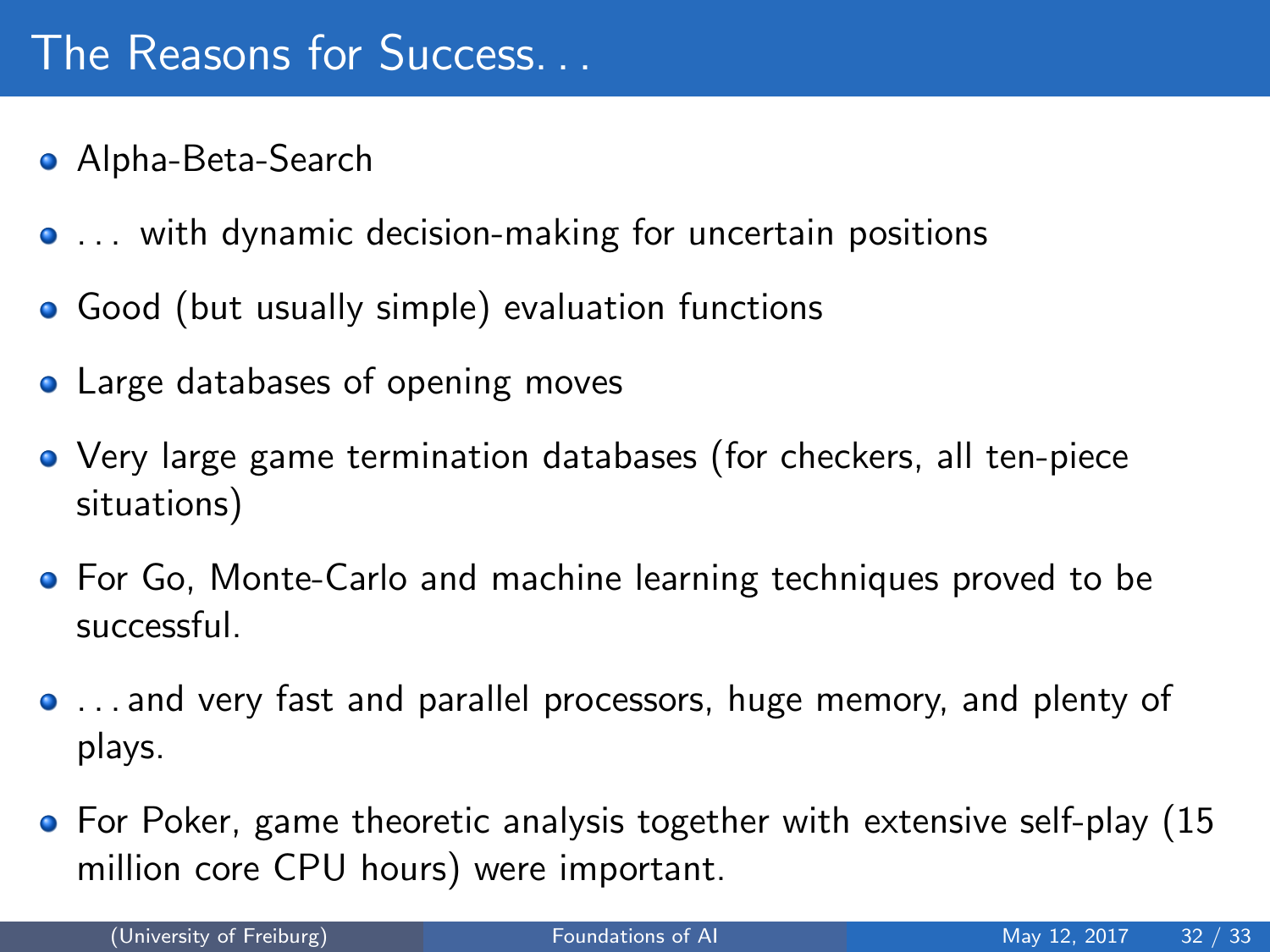# The Reasons for Success...

- Alpha-Beta-Search
- ... with dynamic decision-making for uncertain positions
- Good (but usually simple) evaluation functions
- Large databases of opening moves
- Very large game termination databases (for checkers, all ten-piece situations)
- For Go, Monte-Carlo and machine learning techniques proved to be successful.
- ...and very fast and parallel processors, huge memory, and plenty of plays.
- For Poker, game theoretic analysis together with extensive self-play (15 million core CPU hours) were important.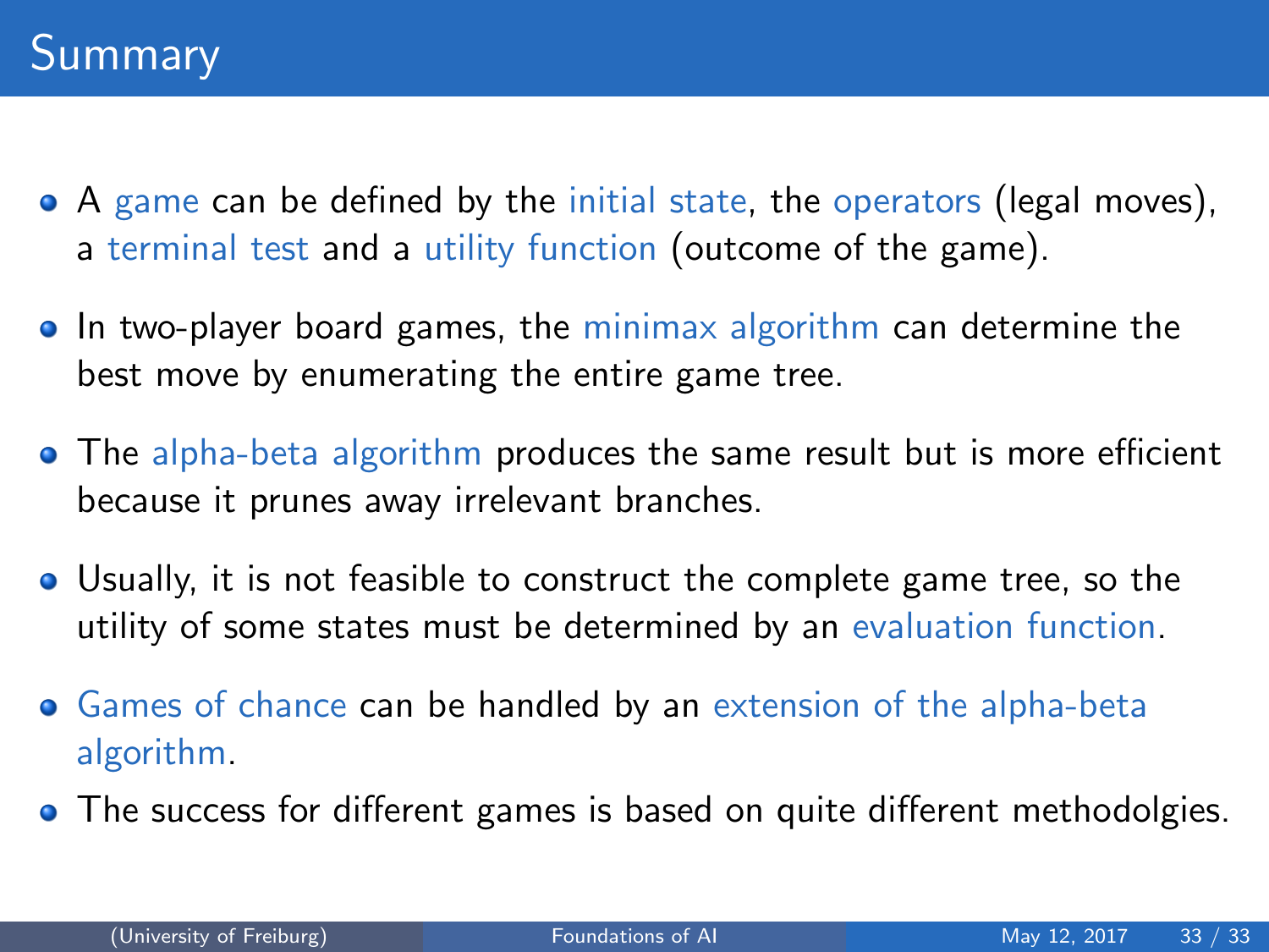# Summary

- A game can be defined by the initial state, the operators (legal moves), a terminal test and a utility function (outcome of the game).
- In two-player board games, the minimax algorithm can determine the best move by enumerating the entire game tree.
- The alpha-beta algorithm produces the same result but is more efficient because it prunes away irrelevant branches.
- Usually, it is not feasible to construct the complete game tree, so the utility of some states must be determined by an evaluation function.
- Games of chance can be handled by an extension of the alpha-beta algorithm.
- The success for different games is based on quite different methodolgies.